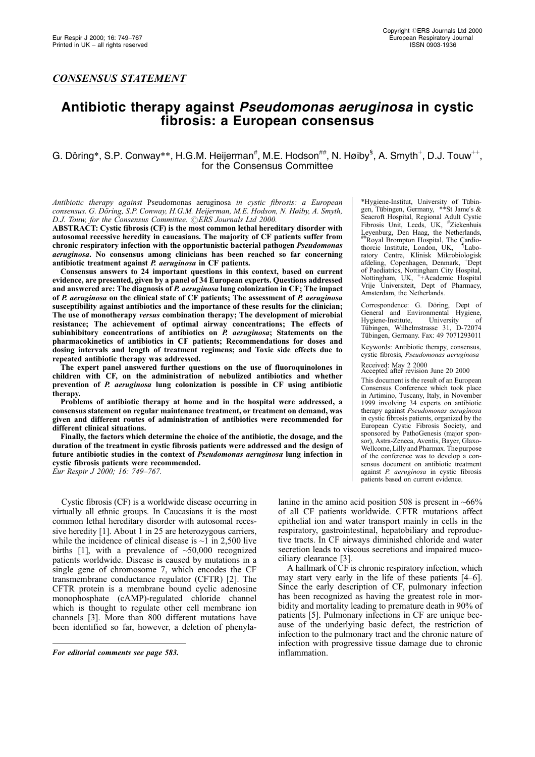*CONSENSUS STATEMENT*

# Antibiotic therapy against *Pseudomonas aeruginosa* in cystic fibrosis: a European consensus

G. Döring*, S.P. Conway**, H.G.M. Heijerman#, M.E. Hodson##, N. Høiby§, A. Smyth+, D.J. Touw++, for the Consensus Committee

*Antibiotic therapy against* Pseudomonas aeruginosa *in cystic fibrosis: a European consensus. G. Döring, S.P. Conway, H.G.M. Heijerman, M.E. Hodson, N. Høiby, A. Smyth, D.J. Touw, for the Consensus Committee. ©ERS Journals Ltd 2000.*

**ABSTRACT: Cystic fibrosis (CF) is the most common lethal hereditary disorder with autosomal recessive heredity in caucasians. The majority of CF patients suffer from chronic respiratory infection with the opportunistic bacterial pathogen *Pseudomonas aeruginosa*. No consensus among clinicians has been reached so far concerning antibiotic treatment against *P. aeruginosa* in CF patients.**

**Consensus answers to 24 important questions in this context, based on current evidence, are presented, given by a panel of 34 European experts. Questions addressed and answered are: The diagnosis of *P. aeruginosa* lung colonization in CF; The impact of *P. aeruginosa* on the clinical state of CF patients; The assessment of *P. aeruginosa* susceptibility against antibiotics and the importance of these results for the clinician; The use of monotherapy *versus* combination therapy; The development of microbial resistance; The achievement of optimal airway concentrations; The effects of subinhibitory concentrations of antibiotics on *P. aeruginosa*; Statements on the pharmacokinetics of antibiotics in CF patients; Recommendations for doses and dosing intervals and length of treatment regimens; and Toxic side effects due to repeated antibiotic therapy was addressed.**

**The expert panel answered further questions on the use of fluoroquinolones in children with CF, on the administration of nebulized antibiotics and whether prevention of *P. aeruginosa* lung colonization is possible in CF using antibiotic therapy.**

**Problems of antibiotic therapy at home and in the hospital were addressed, a consensus statement on regular maintenance treatment, or treatment on demand, was given and different routes of administration of antibiotics were recommended for different clinical situations.**

**Finally, the factors which determine the choice of the antibiotic, the dosage, and the duration of the treatment in cystic fibrosis patients were addressed and the design of future antibiotic studies in the context of *Pseudomonas aeruginosa* lung infection in cystic fibrosis patients were recommended.**

*Eur Respir J 2000; 16: 749–767.*

*Hygiene-Institut, University of Tübingen, Tübingen, Germany, **St Jame's & Seacroft Hospital, Regional Adult Cystic Fibrosis Unit, Leeds, UK, #Ziekenhuis Leyenburg, Den Haag, the Netherlands, ##Royal Brompton Hospital, The Cardiothorcic Institute, London, UK, §Laboratory Centre, Klinisk Mikrobiologisk afdeling, Copenhagen, Denmark, +Dept of Paediatrics, Nottingham City Hospital, Nottingham, UK, ++Academic Hospital Vrije Universiteit, Dept of Pharmacy, Amsterdam, the Netherlands.

Correspondence: G. Döring, Dept of General and Environmental Hygiene, Hygiene-Institute, University of Tübingen, Wilhelmstrasse 31, D-72074 Tübingen, Germany. Fax: 49 7071293011

Keywords: Antibiotic therapy, consensus, cystic fibrosis, *Pseudomonas aeruginosa*

Received: May 2 2000
Accepted after revision June 20 2000

This document is the result of an European Consensus Conference which took place in Artimino, Tuscany, Italy, in November 1999 involving 34 experts on antibiotic therapy against *Pseudomonas aeruginosa* in cystic fibrosis patients, organized by the European Cystic Fibrosis Society, and sponsored by PathoGenesis (major sponsor), Astra-Zeneca, Aventis, Bayer, Glaxo-Wellcome, Lilly and Pharmax. The purpose of the conference was to develop a consensus document on antibiotic treatment against *P. aeruginosa* in cystic fibrosis patients based on current evidence.

Cystic fibrosis (CF) is a worldwide disease occurring in virtually all ethnic groups. In Caucasians it is the most common lethal hereditary disorder with autosomal recessive heredity [1]. About 1 in 25 are heterozygous carriers, while the incidence of clinical disease is ~1 in 2,500 live births [1], with a prevalence of ~50,000 recognized patients worldwide. Disease is caused by mutations in a single gene of chromosome 7, which encodes the CF transmembrane conductance regulator (CFTR) [2]. The CFTR protein is a membrane bound cyclic adenosine monophosphate (cAMP)-regulated chloride channel which is thought to regulate other cell membrane ion channels [3]. More than 800 different mutations have been identified so far, however, a deletion of phenylalanine in the amino acid position 508 is present in ~66% of all CF patients worldwide. CFTR mutations affect epithelial ion and water transport mainly in cells in the respiratory, gastrointestinal, hepatobiliary and reproductive tracts. In CF airways diminished chloride and water secretion leads to viscous secretions and impaired mucociliary clearance [3].

A hallmark of CF is chronic respiratory infection, which may start very early in the life of these patients [4–6]. Since the early description of CF, pulmonary infection has been recognized as having the greatest role in morbidity and mortality leading to premature death in 90% of patients [5]. Pulmonary infections in CF are unique because of the underlying basic defect, the restriction of infection to the pulmonary tract and the chronic nature of infection with progressive tissue damage due to chronic inflammation.

*For editorial comments see page 583.*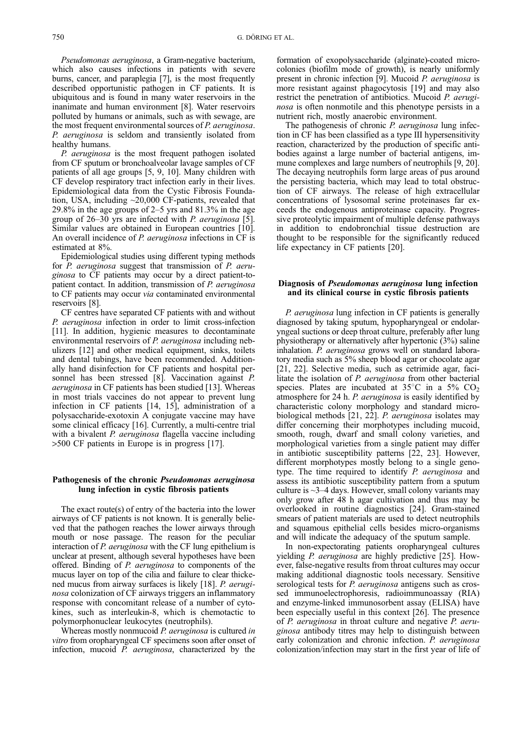*Pseudomonas aeruginosa*, a Gram-negative bacterium, which also causes infections in patients with severe burns, cancer, and paraplegia [7], is the most frequently described opportunistic pathogen in CF patients. It is ubiquitous and is found in many water reservoirs in the inanimate and human environment [8]. Water reservoirs polluted by humans or animals, such as with sewage, are the most frequent environmental sources of *P. aeruginosa*. *P. aeruginosa* is seldom and transiently isolated from healthy humans.

*P. aeruginosa* is the most frequent pathogen isolated from CF sputum or bronchoalveolar lavage samples of CF patients of all age groups [5, 9, 10]. Many children with CF develop respiratory tract infection early in their lives. Epidemiological data from the Cystic Fibrosis Foundation, USA, including ~20,000 CF-patients, revealed that 29.8% in the age groups of 2–5 yrs and 81.3% in the age group of 26–30 yrs are infected with *P. aeruginosa* [5]. Similar values are obtained in European countries [10]. An overall incidence of *P. aeruginosa* infections in CF is estimated at 8%.

Epidemiological studies using different typing methods for *P. aeruginosa* suggest that transmission of *P. aeruginosa* to CF patients may occur by a direct patient-to-patient contact. In addition, transmission of *P. aeruginosa* to CF patients may occur *via* contaminated environmental reservoirs [8].

CF centres have separated CF patients with and without *P. aeruginosa* infection in order to limit cross-infection [11]. In addition, hygienic measures to decontaminate environmental reservoirs of *P. aeruginosa* including nebulizers [12] and other medical equipment, sinks, toilets and dental tubings, have been recommended. Additionally hand disinfection for CF patients and hospital personnel has been stressed [8]. Vaccination against *P. aeruginosa* in CF patients has been studied [13]. Whereas in most trials vaccines do not appear to prevent lung infection in CF patients [14, 15], administration of a polysaccharide-exotoxin A conjugate vaccine may have some clinical efficacy [16]. Currently, a multi-centre trial with a bivalent *P. aeruginosa* flagella vaccine including >500 CF patients in Europe is in progress [17].

## Pathogenesis of the chronic *Pseudomonas aeruginosa* lung infection in cystic fibrosis patients

The exact route(s) of entry of the bacteria into the lower airways of CF patients is not known. It is generally believed that the pathogen reaches the lower airways through mouth or nose passage. The reason for the peculiar interaction of *P. aeruginosa* with the CF lung epithelium is unclear at present, although several hypotheses have been offered. Binding of *P. aeruginosa* to components of the mucus layer on top of the cilia and failure to clear thickened mucus from airway surfaces is likely [18]. *P. aeruginosa* colonization of CF airways triggers an inflammatory response with concomitant release of a number of cytokines, such as interleukin-8, which is chemotactic to polymorphonuclear leukocytes (neutrophils).

Whereas mostly nonmucoid *P. aeruginosa* is cultured *in vitro* from oropharyngeal CF specimens soon after onset of infection, mucoid *P. aeruginosa*, characterized by the formation of exopolysaccharide (alginate)-coated microcolonies (biofilm mode of growth), is nearly uniformly present in chronic infection [9]. Mucoid *P. aeruginosa* is more resistant against phagocytosis [19] and may also restrict the penetration of antibiotics. Mucoid *P. aeruginosa* is often nonmotile and this phenotype persists in a nutrient rich, mostly anaerobic environment.

The pathogenesis of chronic *P. aeruginosa* lung infection in CF has been classified as a type III hypersensitivity reaction, characterized by the production of specific antibodies against a large number of bacterial antigens, immune complexes and large numbers of neutrophils [9, 20]. The decaying neutrophils form large areas of pus around the persisting bacteria, which may lead to total obstruction of CF airways. The release of high extracellular concentrations of lysosomal serine proteinases far exceeds the endogenous antiproteinase capacity. Progressive proteolytic impairment of multiple defense pathways in addition to endobronchial tissue destruction are thought to be responsible for the significantly reduced life expectancy in CF patients [20].

## Diagnosis of *Pseudomonas aeruginosa* lung infection and its clinical course in cystic fibrosis patients

*P. aeruginosa* lung infection in CF patients is generally diagnosed by taking sputum, hypopharyngeal or endolaryngeal suctions or deep throat culture, preferably after lung physiotherapy or alternatively after hypertonic (3%) saline inhalation. *P. aeruginosa* grows well on standard laboratory media such as 5% sheep blood agar or chocolate agar [21, 22]. Selective media, such as cetrimide agar, facilitate the isolation of *P. aeruginosa* from other bacterial species. Plates are incubated at 35°C in a 5% $CO_2$ atmosphere for 24 h. *P. aeruginosa* is easily identified by characteristic colony morphology and standard microbiological methods [21, 22]. *P. aeruginosa* isolates may differ concerning their morphotypes including mucoid, smooth, rough, dwarf and small colony varieties, and morphological varieties from a single patient may differ in antibiotic susceptibility patterns [22, 23]. However, different morphotypes mostly belong to a single genotype. The time required to identify *P. aeruginosa* and assess its antibiotic susceptibility pattern from a sputum culture is ~3–4 days. However, small colony variants may only grow after 48 h agar cultivation and thus may be overlooked in routine diagnostics [24]. Gram-stained smears of patient materials are used to detect neutrophils and squamous epithelial cells besides micro-organisms and will indicate the adequacy of the sputum sample.

In non-expectorating patients oropharyngeal cultures yielding *P. aeruginosa* are highly predictive [25]. However, false-negative results from throat cultures may occur making additional diagnostic tools necessary. Sensitive serological tests for *P. aeruginosa* antigens such as crossed immunoelectrophoresis, radioimmunoassay (RIA) and enzyme-linked immunosorbent assay (ELISA) have been especially useful in this context [26]. The presence of *P. aeruginosa* in throat culture and negative *P. aeruginosa* antibody titres may help to distinguish between early colonization and chronic infection. *P. aeruginosa* colonization/infection may start in the first year of life of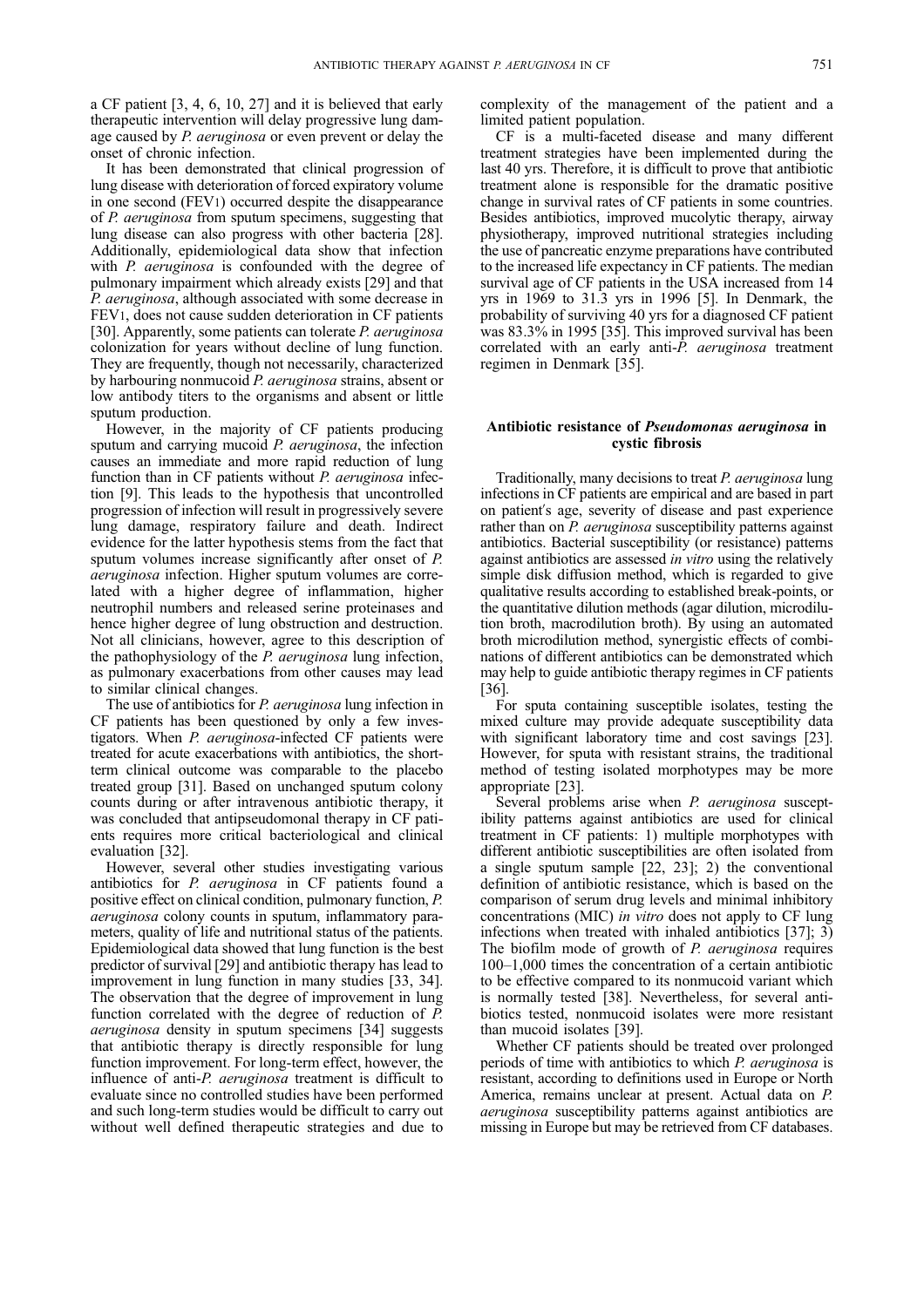a CF patient [3, 4, 6, 10, 27] and it is believed that early therapeutic intervention will delay progressive lung damage caused by *P. aeruginosa* or even prevent or delay the onset of chronic infection.

It has been demonstrated that clinical progression of lung disease with deterioration of forced expiratory volume in one second ($FEV_1$) occurred despite the disappearance of *P. aeruginosa* from sputum specimens, suggesting that lung disease can also progress with other bacteria [28]. Additionally, epidemiological data show that infection with *P. aeruginosa* is confounded with the degree of pulmonary impairment which already exists [29] and that *P. aeruginosa*, although associated with some decrease in $FEV_1$, does not cause sudden deterioration in CF patients [30]. Apparently, some patients can tolerate *P. aeruginosa* colonization for years without decline of lung function. They are frequently, though not necessarily, characterized by harbouring nonmucoid *P. aeruginosa* strains, absent or low antibody titers to the organisms and absent or little sputum production.

However, in the majority of CF patients producing sputum and carrying mucoid *P. aeruginosa*, the infection causes an immediate and more rapid reduction of lung function than in CF patients without *P. aeruginosa* infection [9]. This leads to the hypothesis that uncontrolled progression of infection will result in progressively severe lung damage, respiratory failure and death. Indirect evidence for the latter hypothesis stems from the fact that sputum volumes increase significantly after onset of *P. aeruginosa* infection. Higher sputum volumes are correlated with a higher degree of inflammation, higher neutrophil numbers and released serine proteinases and hence higher degree of lung obstruction and destruction. Not all clinicians, however, agree to this description of the pathophysiology of the *P. aeruginosa* lung infection, as pulmonary exacerbations from other causes may lead to similar clinical changes.

The use of antibiotics for *P. aeruginosa* lung infection in CF patients has been questioned by only a few investigators. When *P. aeruginosa*-infected CF patients were treated for acute exacerbations with antibiotics, the short-term clinical outcome was comparable to the placebo treated group [31]. Based on unchanged sputum colony counts during or after intravenous antibiotic therapy, it was concluded that antipseudomonal therapy in CF patients requires more critical bacteriological and clinical evaluation [32].

However, several other studies investigating various antibiotics for *P. aeruginosa* in CF patients found a positive effect on clinical condition, pulmonary function, *P. aeruginosa* colony counts in sputum, inflammatory parameters, quality of life and nutritional status of the patients. Epidemiological data showed that lung function is the best predictor of survival [29] and antibiotic therapy has lead to improvement in lung function in many studies [33, 34]. The observation that the degree of improvement in lung function correlated with the degree of reduction of *P. aeruginosa* density in sputum specimens [34] suggests that antibiotic therapy is directly responsible for lung function improvement. For long-term effect, however, the influence of anti-*P. aeruginosa* treatment is difficult to evaluate since no controlled studies have been performed and such long-term studies would be difficult to carry out without well defined therapeutic strategies and due to complexity of the management of the patient and a limited patient population.

CF is a multi-faceted disease and many different treatment strategies have been implemented during the last 40 yrs. Therefore, it is difficult to prove that antibiotic treatment alone is responsible for the dramatic positive change in survival rates of CF patients in some countries. Besides antibiotics, improved mucolytic therapy, airway physiotherapy, improved nutritional strategies including the use of pancreatic enzyme preparations have contributed to the increased life expectancy in CF patients. The median survival age of CF patients in the USA increased from 14 yrs in 1969 to 31.3 yrs in 1996 [5]. In Denmark, the probability of surviving 40 yrs for a diagnosed CF patient was 83.3% in 1995 [35]. This improved survival has been correlated with an early anti-*P. aeruginosa* treatment regimen in Denmark [35].

## Antibiotic resistance of *Pseudomonas aeruginosa* in cystic fibrosis

Traditionally, many decisions to treat *P. aeruginosa* lung infections in CF patients are empirical and are based in part on patient's age, severity of disease and past experience rather than on *P. aeruginosa* susceptibility patterns against antibiotics. Bacterial susceptibility (or resistance) patterns against antibiotics are assessed *in vitro* using the relatively simple disk diffusion method, which is regarded to give qualitative results according to established break-points, or the quantitative dilution methods (agar dilution, microdilution broth, macrodilution broth). By using an automated broth microdilution method, synergistic effects of combinations of different antibiotics can be demonstrated which may help to guide antibiotic therapy regimes in CF patients [36].

For sputa containing susceptible isolates, testing the mixed culture may provide adequate susceptibility data with significant laboratory time and cost savings [23]. However, for sputa with resistant strains, the traditional method of testing isolated morphotypes may be more appropriate [23].

Several problems arise when *P. aeruginosa* susceptibility patterns against antibiotics are used for clinical treatment in CF patients: 1) multiple morphotypes with different antibiotic susceptibilities are often isolated from a single sputum sample [22, 23]; 2) the conventional definition of antibiotic resistance, which is based on the comparison of serum drug levels and minimal inhibitory concentrations (MIC) *in vitro* does not apply to CF lung infections when treated with inhaled antibiotics [37]; 3) The biofilm mode of growth of *P. aeruginosa* requires 100–1,000 times the concentration of a certain antibiotic to be effective compared to its nonmucoid variant which is normally tested [38]. Nevertheless, for several antibiotics tested, nonmucoid isolates were more resistant than mucoid isolates [39].

Whether CF patients should be treated over prolonged periods of time with antibiotics to which *P. aeruginosa* is resistant, according to definitions used in Europe or North America, remains unclear at present. Actual data on *P. aeruginosa* susceptibility patterns against antibiotics are missing in Europe but may be retrieved from CF databases.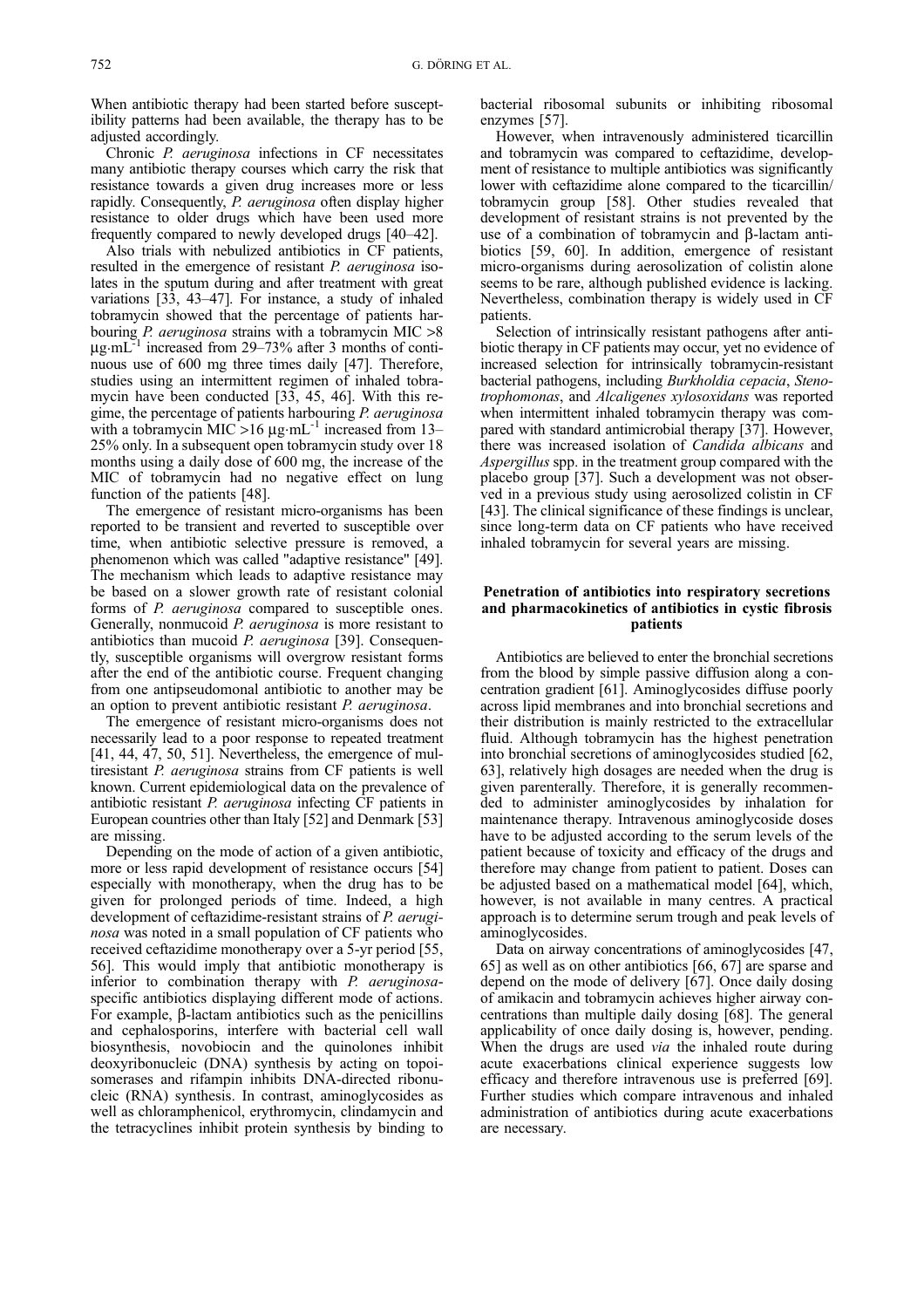When antibiotic therapy had been started before susceptibility patterns had been available, the therapy has to be adjusted accordingly.

Chronic *P. aeruginosa* infections in CF necessitates many antibiotic therapy courses which carry the risk that resistance towards a given drug increases more or less rapidly. Consequently, *P. aeruginosa* often display higher resistance to older drugs which have been used more frequently compared to newly developed drugs [40–42].

Also trials with nebulized antibiotics in CF patients, resulted in the emergence of resistant *P. aeruginosa* isolates in the sputum during and after treatment with great variations [33, 43–47]. For instance, a study of inhaled tobramycin showed that the percentage of patients harbouring *P. aeruginosa* strains with a tobramycin MIC >8 $\mu g \cdot mL^{-1}$ increased from 29–73% after 3 months of continuous use of 600 mg three times daily [47]. Therefore, studies using an intermittent regimen of inhaled tobramycin have been conducted [33, 45, 46]. With this regime, the percentage of patients harbouring *P. aeruginosa* with a tobramycin MIC >16 $\mu g \cdot mL^{-1}$ increased from 13–25% only. In a subsequent open tobramycin study over 18 months using a daily dose of 600 mg, the increase of the MIC of tobramycin had no negative effect on lung function of the patients [48].

The emergence of resistant micro-organisms has been reported to be transient and reverted to susceptible over time, when antibiotic selective pressure is removed, a phenomenon which was called "adaptive resistance" [49]. The mechanism which leads to adaptive resistance may be based on a slower growth rate of resistant colonial forms of *P. aeruginosa* compared to susceptible ones. Generally, nonmucoid *P. aeruginosa* is more resistant to antibiotics than mucoid *P. aeruginosa* [39]. Consequently, susceptible organisms will overgrow resistant forms after the end of the antibiotic course. Frequent changing from one antipseudomonal antibiotic to another may be an option to prevent antibiotic resistant *P. aeruginosa*.

The emergence of resistant micro-organisms does not necessarily lead to a poor response to repeated treatment [41, 44, 47, 50, 51]. Nevertheless, the emergence of multiresistant *P. aeruginosa* strains from CF patients is well known. Current epidemiological data on the prevalence of antibiotic resistant *P. aeruginosa* infecting CF patients in European countries other than Italy [52] and Denmark [53] are missing.

Depending on the mode of action of a given antibiotic, more or less rapid development of resistance occurs [54] especially with monotherapy, when the drug has to be given for prolonged periods of time. Indeed, a high development of ceftazidime-resistant strains of *P. aeruginosa* was noted in a small population of CF patients who received ceftazidime monotherapy over a 5-yr period [55, 56]. This would imply that antibiotic monotherapy is inferior to combination therapy with *P. aeruginosa*-specific antibiotics displaying different mode of actions. For example, β-lactam antibiotics such as the penicillins and cephalosporins, interfere with bacterial cell wall biosynthesis, novobiocin and the quinolones inhibit deoxyribonucleic (DNA) synthesis by acting on topoisomerases and rifampin inhibits DNA-directed ribonucleic (RNA) synthesis. In contrast, aminoglycosides as well as chloramphenicol, erythromycin, clindamycin and the tetracyclines inhibit protein synthesis by binding to bacterial ribosomal subunits or inhibiting ribosomal enzymes [57].

However, when intravenously administered ticarcillin and tobramycin was compared to ceftazidime, development of resistance to multiple antibiotics was significantly lower with ceftazidime alone compared to the ticarcillin/tobramycin group [58]. Other studies revealed that development of resistant strains is not prevented by the use of a combination of tobramycin and β-lactam antibiotics [59, 60]. In addition, emergence of resistant micro-organisms during aerosolization of colistin alone seems to be rare, although published evidence is lacking. Nevertheless, combination therapy is widely used in CF patients.

Selection of intrinsically resistant pathogens after antibiotic therapy in CF patients may occur, yet no evidence of increased selection for intrinsically tobramycin-resistant bacterial pathogens, including *Burkholdia cepacia*, *Stenotrophomonas*, and *Alcaligenes xylosoxidans* was reported when intermittent inhaled tobramycin therapy was compared with standard antimicrobial therapy [37]. However, there was increased isolation of *Candida albicans* and *Aspergillus* spp. in the treatment group compared with the placebo group [37]. Such a development was not observed in a previous study using aerosolized colistin in CF [43]. The clinical significance of these findings is unclear, since long-term data on CF patients who have received inhaled tobramycin for several years are missing.

## Penetration of antibiotics into respiratory secretions and pharmacokinetics of antibiotics in cystic fibrosis patients

Antibiotics are believed to enter the bronchial secretions from the blood by simple passive diffusion along a concentration gradient [61]. Aminoglycosides diffuse poorly across lipid membranes and into bronchial secretions and their distribution is mainly restricted to the extracellular fluid. Although tobramycin has the highest penetration into bronchial secretions of aminoglycosides studied [62, 63], relatively high dosages are needed when the drug is given parenterally. Therefore, it is generally recommended to administer aminoglycosides by inhalation for maintenance therapy. Intravenous aminoglycoside doses have to be adjusted according to the serum levels of the patient because of toxicity and efficacy of the drugs and therefore may change from patient to patient. Doses can be adjusted based on a mathematical model [64], which, however, is not available in many centres. A practical approach is to determine serum trough and peak levels of aminoglycosides.

Data on airway concentrations of aminoglycosides [47, 65] as well as on other antibiotics [66, 67] are sparse and depend on the mode of delivery [67]. Once daily dosing of amikacin and tobramycin achieves higher airway concentrations than multiple daily dosing [68]. The general applicability of once daily dosing is, however, pending. When the drugs are used *via* the inhaled route during acute exacerbations clinical experience suggests low efficacy and therefore intravenous use is preferred [69]. Further studies which compare intravenous and inhaled administration of antibiotics during acute exacerbations are necessary.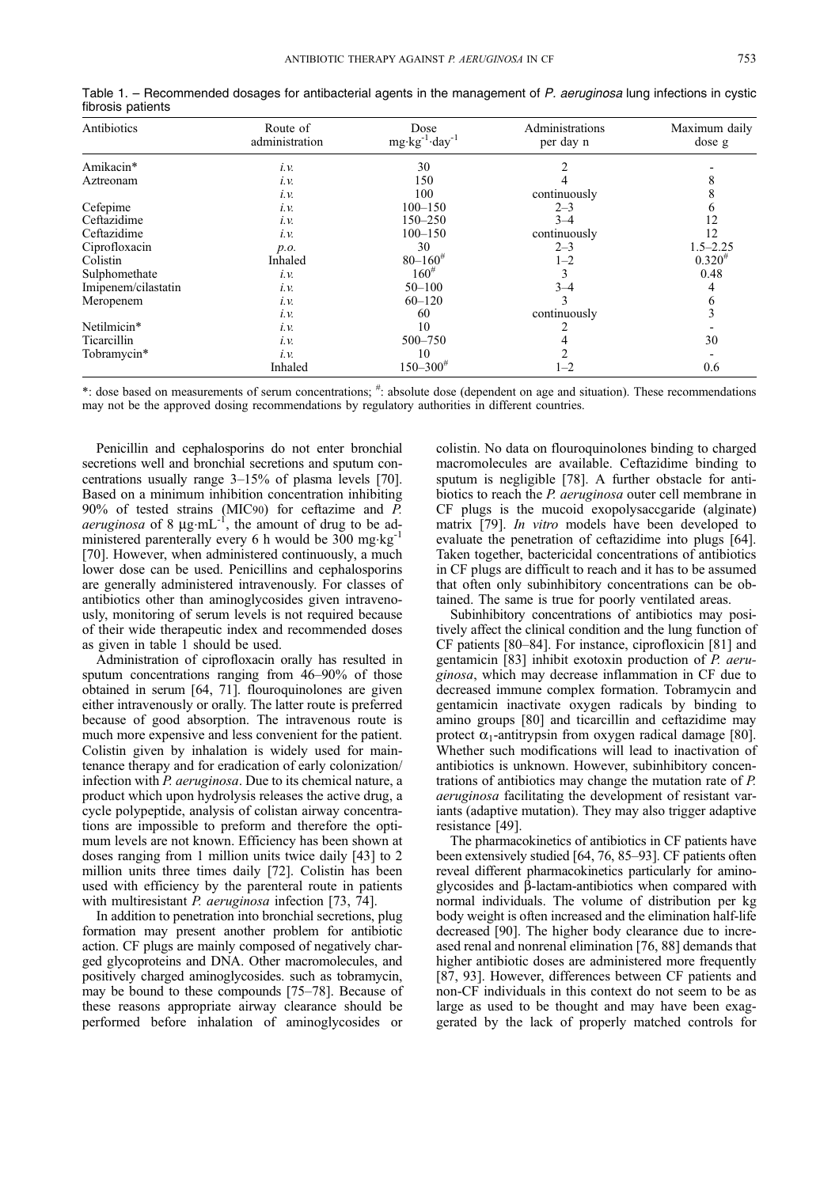Table 1. – Recommended dosages for antibacterial agents in the management of *P. aeruginosa* lung infections in cystic fibrosis patients

| Antibiotics | Route of administration | Dose $mg \cdot kg^{-1} \cdot day^{-1}$ | Administrations per day n | Maximum daily dose g |
|---|---|---|---|---|
| Amikacin* | *i.v.* | 30 | 2 | - |
| Aztreonam | *i.v.* | 150 | 4 | 8 |
| | *i.v.* | 100 | continuously | 8 |
| Cefepime | *i.v.* | 100–150 | 2–3 | 6 |
| Ceftazidime | *i.v.* | 150–250 | 3–4 | 12 |
| Ceftazidime | *i.v.* | 100–150 | continuously | 12 |
| Ciprofloxacin | *p.o.* | 30 | 2–3 | 1.5–2.25 |
| Colistin | Inhaled | 80–160# | 1–2 | 0.320# |
| Sulphomethate | *i.v.* | 160# | 3 | 0.48 |
| Imipenem/cilastatin | *i.v.* | 50–100 | 3–4 | 4 |
| Meropenem | *i.v.* | 60–120 | 3 | 6 |
| | *i.v.* | 60 | continuously | 3 |
| Netilmicin* | *i.v.* | 10 | 2 | - |
| Ticarcillin | *i.v.* | 500–750 | 4 | 30 |
| Tobramycin* | *i.v.* | 10 | 2 | - |
| | Inhaled | 150–300# | 1–2 | 0.6 |

*: dose based on measurements of serum concentrations; #: absolute dose (dependent on age and situation). These recommendations may not be the approved dosing recommendations by regulatory authorities in different countries.

Penicillin and cephalosporins do not enter bronchial secretions well and bronchial secretions and sputum concentrations usually range 3–15% of plasma levels [70]. Based on a minimum inhibition concentration inhibiting 90% of tested strains (MIC90) for ceftazime and *P. aeruginosa* of 8 $\mu g \cdot mL^{-1}$, the amount of drug to be administered parenterally every 6 h would be 300 $mg \cdot kg^{-1}$ [70]. However, when administered continuously, a much lower dose can be used. Penicillins and cephalosporins are generally administered intravenously. For classes of antibiotics other than aminoglycosides given intravenously, monitoring of serum levels is not required because of their wide therapeutic index and recommended doses as given in table 1 should be used.

Administration of ciprofloxacin orally has resulted in sputum concentrations ranging from 46–90% of those obtained in serum [64, 71]. flouroquinolones are given either intravenously or orally. The latter route is preferred because of good absorption. The intravenous route is much more expensive and less convenient for the patient. Colistin given by inhalation is widely used for maintenance therapy and for eradication of early colonization/infection with *P. aeruginosa*. Due to its chemical nature, a product which upon hydrolysis releases the active drug, a cycle polypeptide, analysis of colistan airway concentrations are impossible to preform and therefore the optimum levels are not known. Efficiency has been shown at doses ranging from 1 million units twice daily [43] to 2 million units three times daily [72]. Colistin has been used with efficiency by the parenteral route in patients with multiresistant *P. aeruginosa* infection [73, 74].

In addition to penetration into bronchial secretions, plug formation may present another problem for antibiotic action. CF plugs are mainly composed of negatively charged glycoproteins and DNA. Other macromolecules, and positively charged aminoglycosides. such as tobramycin, may be bound to these compounds [75–78]. Because of these reasons appropriate airway clearance should be performed before inhalation of aminoglycosides or colistin. No data on flouroquinolones binding to charged macromolecules are available. Ceftazidime binding to sputum is negligible [78]. A further obstacle for antibiotics to reach the *P. aeruginosa* outer cell membrane in CF plugs is the mucoid exopolysaccgaride (alginate) matrix [79]. *In vitro* models have been developed to evaluate the penetration of ceftazidime into plugs [64]. Taken together, bactericidal concentrations of antibiotics in CF plugs are difficult to reach and it has to be assumed that often only subinhibitory concentrations can be obtained. The same is true for poorly ventilated areas.

Subinhibitory concentrations of antibiotics may positively affect the clinical condition and the lung function of CF patients [80–84]. For instance, ciprofloxicin [81] and gentamicin [83] inhibit exotoxin production of *P. aeruginosa*, which may decrease inflammation in CF due to decreased immune complex formation. Tobramycin and gentamicin inactivate oxygen radicals by binding to amino groups [80] and ticarcillin and ceftazidime may protect $\alpha_1$-antitrypsin from oxygen radical damage [80]. Whether such modifications will lead to inactivation of antibiotics is unknown. However, subinhibitory concentrations of antibiotics may change the mutation rate of *P. aeruginosa* facilitating the development of resistant variants (adaptive mutation). They may also trigger adaptive resistance [49].

The pharmacokinetics of antibiotics in CF patients have been extensively studied [64, 76, 85–93]. CF patients often reveal different pharmacokinetics particularly for aminoglycosides and β-lactam-antibiotics when compared with normal individuals. The volume of distribution per kg body weight is often increased and the elimination half-life decreased [90]. The higher body clearance due to increased renal and nonrenal elimination [76, 88] demands that higher antibiotic doses are administered more frequently [87, 93]. However, differences between CF patients and non-CF individuals in this context do not seem to be as large as used to be thought and may have been exaggerated by the lack of properly matched controls for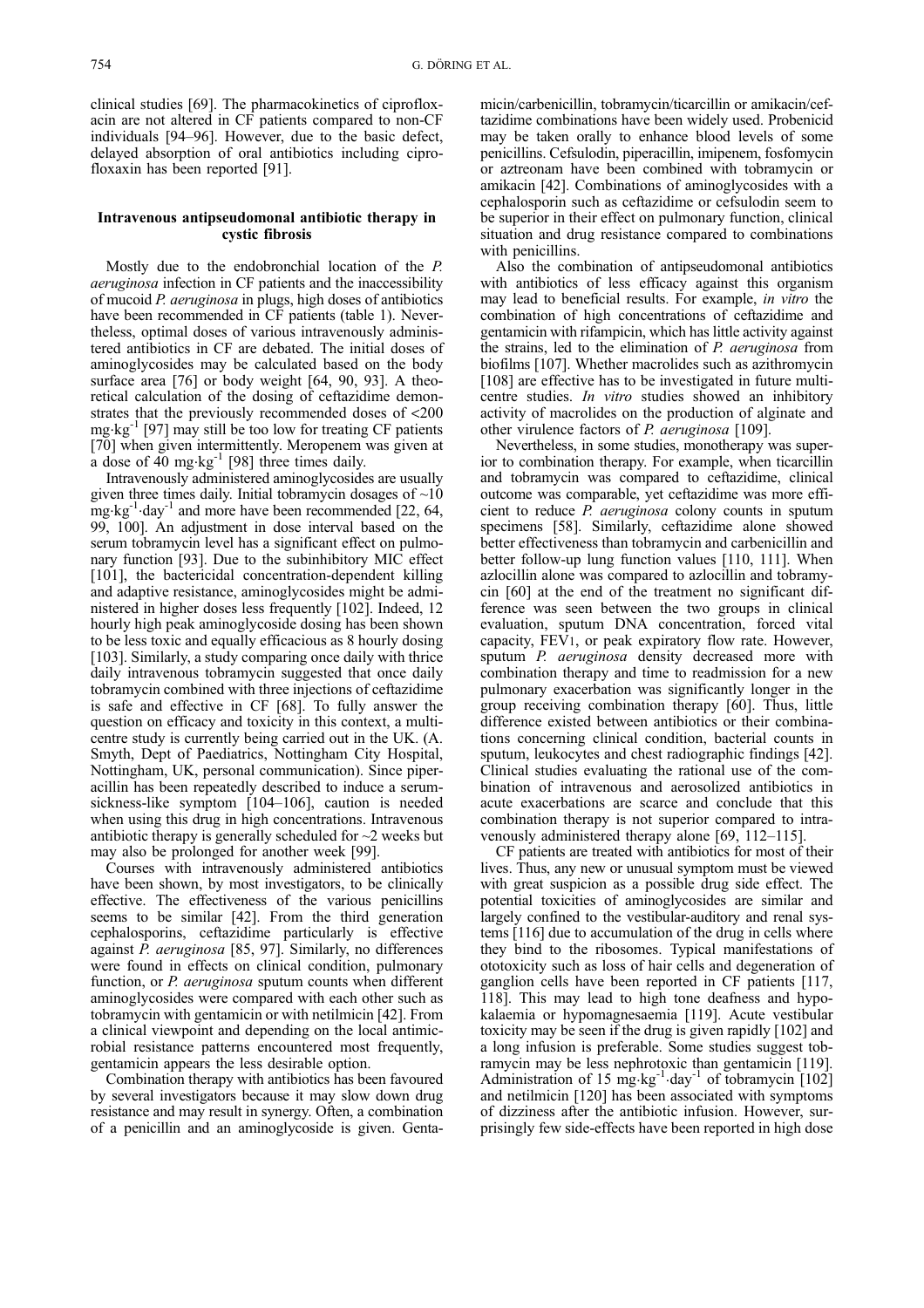clinical studies [69]. The pharmacokinetics of ciprofloxacin are not altered in CF patients compared to non-CF individuals [94–96]. However, due to the basic defect, delayed absorption of oral antibiotics including ciprofloxaxin has been reported [91].

## Intravenous antipseudomonal antibiotic therapy in cystic fibrosis

Mostly due to the endobronchial location of the *P. aeruginosa* infection in CF patients and the inaccessibility of mucoid *P. aeruginosa* in plugs, high doses of antibiotics have been recommended in CF patients (table 1). Nevertheless, optimal doses of various intravenously administered antibiotics in CF are debated. The initial doses of aminoglycosides may be calculated based on the body surface area [76] or body weight [64, 90, 93]. A theoretical calculation of the dosing of ceftazidime demonstrates that the previously recommended doses of <200 $mg \cdot kg^{-1}$ [97] may still be too low for treating CF patients [70] when given intermittently. Meropenem was given at a dose of 40 $mg \cdot kg^{-1}$ [98] three times daily.

Intravenously administered aminoglycosides are usually given three times daily. Initial tobramycin dosages of ~10 $mg \cdot kg^{-1} \cdot day^{-1}$ and more have been recommended [22, 64, 99, 100]. An adjustment in dose interval based on the serum tobramycin level has a significant effect on pulmonary function [93]. Due to the subinhibitory MIC effect [101], the bactericidal concentration-dependent killing and adaptive resistance, aminoglycosides might be administered in higher doses less frequently [102]. Indeed, 12 hourly high peak aminoglycoside dosing has been shown to be less toxic and equally efficacious as 8 hourly dosing [103]. Similarly, a study comparing once daily with thrice daily intravenous tobramycin suggested that once daily tobramycin combined with three injections of ceftazidime is safe and effective in CF [68]. To fully answer the question on efficacy and toxicity in this context, a multicentre study is currently being carried out in the UK. (A. Smyth, Dept of Paediatrics, Nottingham City Hospital, Nottingham, UK, personal communication). Since piperacillin has been repeatedly described to induce a serum-sickness-like symptom [104–106], caution is needed when using this drug in high concentrations. Intravenous antibiotic therapy is generally scheduled for ~2 weeks but may also be prolonged for another week [99].

Courses with intravenously administered antibiotics have been shown, by most investigators, to be clinically effective. The effectiveness of the various penicillins seems to be similar [42]. From the third generation cephalosporins, ceftazidime particularly is effective against *P. aeruginosa* [85, 97]. Similarly, no differences were found in effects on clinical condition, pulmonary function, or *P. aeruginosa* sputum counts when different aminoglycosides were compared with each other such as tobramycin with gentamicin or with netilmicin [42]. From a clinical viewpoint and depending on the local antimicrobial resistance patterns encountered most frequently, gentamicin appears the less desirable option.

Combination therapy with antibiotics has been favoured by several investigators because it may slow down drug resistance and may result in synergy. Often, a combination of a penicillin and an aminoglycoside is given. Gentamicin/carbenicillin, tobramycin/ticarcillin or amikacin/ceftazidime combinations have been widely used. Probenicid may be taken orally to enhance blood levels of some penicillins. Cefsulodin, piperacillin, imipenem, fosfomycin or aztreonam have been combined with tobramycin or amikacin [42]. Combinations of aminoglycosides with a cephalosporin such as ceftazidime or cefsulodin seem to be superior in their effect on pulmonary function, clinical situation and drug resistance compared to combinations with penicillins.

Also the combination of antipseudomonal antibiotics with antibiotics of less efficacy against this organism may lead to beneficial results. For example, *in vitro* the combination of high concentrations of ceftazidime and gentamicin with rifampicin, which has little activity against the strains, led to the elimination of *P. aeruginosa* from biofilms [107]. Whether macrolides such as azithromycin [108] are effective has to be investigated in future multicentre studies. *In vitro* studies showed an inhibitory activity of macrolides on the production of alginate and other virulence factors of *P. aeruginosa* [109].

Nevertheless, in some studies, monotherapy was superior to combination therapy. For example, when ticarcillin and tobramycin was compared to ceftazidime, clinical outcome was comparable, yet ceftazidime was more efficient to reduce *P. aeruginosa* colony counts in sputum specimens [58]. Similarly, ceftazidime alone showed better effectiveness than tobramycin and carbenicillin and better follow-up lung function values [110, 111]. When azlocillin alone was compared to azlocillin and tobramycin [60] at the end of the treatment no significant difference was seen between the two groups in clinical evaluation, sputum DNA concentration, forced vital capacity, $FEV_1$, or peak expiratory flow rate. However, sputum *P. aeruginosa* density decreased more with combination therapy and time to readmission for a new pulmonary exacerbation was significantly longer in the group receiving combination therapy [60]. Thus, little difference existed between antibiotics or their combinations concerning clinical condition, bacterial counts in sputum, leukocytes and chest radiographic findings [42]. Clinical studies evaluating the rational use of the combination of intravenous and aerosolized antibiotics in acute exacerbations are scarce and conclude that this combination therapy is not superior compared to intravenously administered therapy alone [69, 112–115].

CF patients are treated with antibiotics for most of their lives. Thus, any new or unusual symptom must be viewed with great suspicion as a possible drug side effect. The potential toxicities of aminoglycosides are similar and largely confined to the vestibular-auditory and renal systems [116] due to accumulation of the drug in cells where they bind to the ribosomes. Typical manifestations of ototoxicity such as loss of hair cells and degeneration of ganglion cells have been reported in CF patients [117, 118]. This may lead to high tone deafness and hypokalaemia or hypomagnesaemia [119]. Acute vestibular toxicity may be seen if the drug is given rapidly [102] and a long infusion is preferable. Some studies suggest tobramycin may be less nephrotoxic than gentamicin [119]. Administration of 15 $mg \cdot kg^{-1} \cdot day^{-1}$ of tobramycin [102] and netilmicin [120] has been associated with symptoms of dizziness after the antibiotic infusion. However, surprisingly few side-effects have been reported in high dose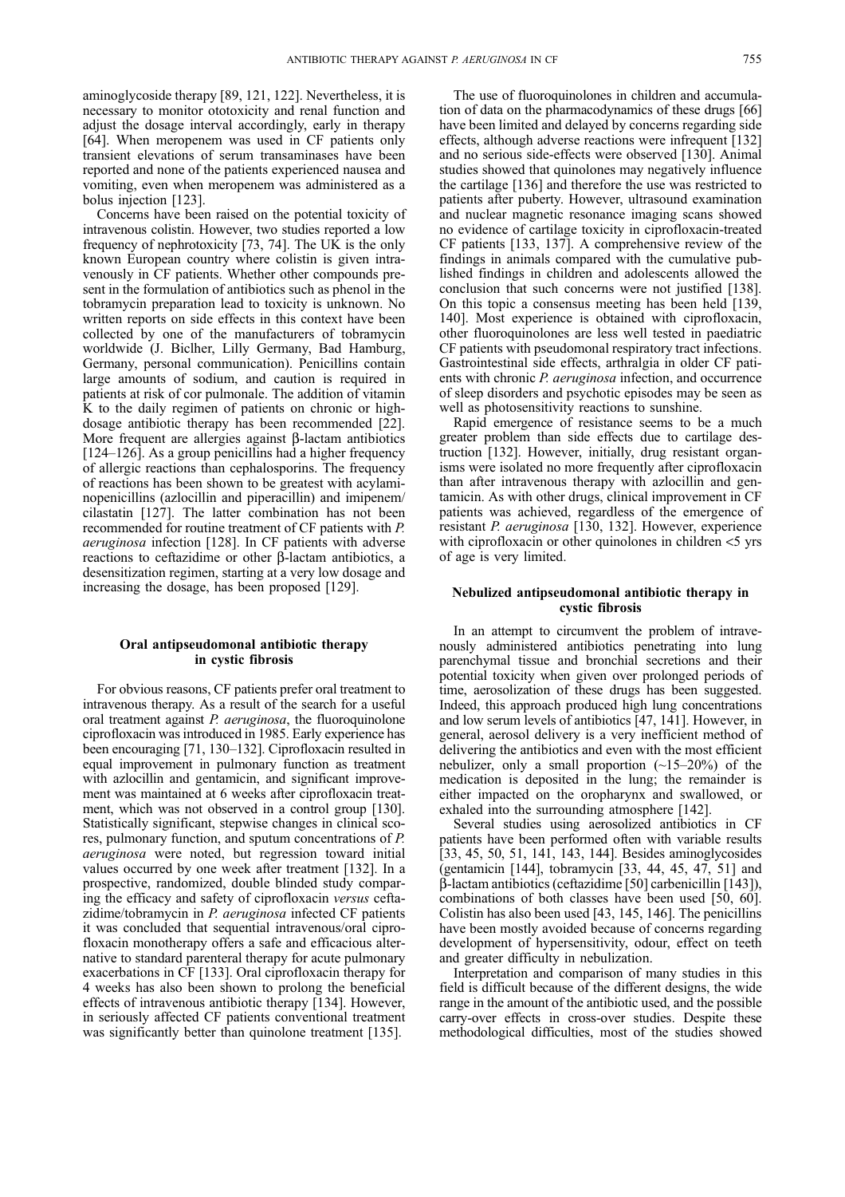aminoglycoside therapy [89, 121, 122]. Nevertheless, it is necessary to monitor ototoxicity and renal function and adjust the dosage interval accordingly, early in therapy [64]. When meropenem was used in CF patients only transient elevations of serum transaminases have been reported and none of the patients experienced nausea and vomiting, even when meropenem was administered as a bolus injection [123].

Concerns have been raised on the potential toxicity of intravenous colistin. However, two studies reported a low frequency of nephrotoxicity [73, 74]. The UK is the only known European country where colistin is given intravenously in CF patients. Whether other compounds present in the formulation of antibiotics such as phenol in the tobramycin preparation lead to toxicity is unknown. No written reports on side effects in this context have been collected by one of the manufacturers of tobramycin worldwide (J. Biclher, Lilly Germany, Bad Hamburg, Germany, personal communication). Penicillins contain large amounts of sodium, and caution is required in patients at risk of cor pulmonale. The addition of vitamin K to the daily regimen of patients on chronic or high-dosage antibiotic therapy has been recommended [22]. More frequent are allergies against β-lactam antibiotics [124–126]. As a group penicillins had a higher frequency of allergic reactions than cephalosporins. The frequency of reactions has been shown to be greatest with acylaminopenicillins (azlocillin and piperacillin) and imipenem/cilastatin [127]. The latter combination has not been recommended for routine treatment of CF patients with *P. aeruginosa* infection [128]. In CF patients with adverse reactions to ceftazidime or other β-lactam antibiotics, a desensitization regimen, starting at a very low dosage and increasing the dosage, has been proposed [129].

## Oral antipseudomonal antibiotic therapy in cystic fibrosis

For obvious reasons, CF patients prefer oral treatment to intravenous therapy. As a result of the search for a useful oral treatment against *P. aeruginosa*, the fluoroquinolone ciprofloxacin was introduced in 1985. Early experience has been encouraging [71, 130–132]. Ciprofloxacin resulted in equal improvement in pulmonary function as treatment with azlocillin and gentamicin, and significant improvement was maintained at 6 weeks after ciprofloxacin treatment, which was not observed in a control group [130]. Statistically significant, stepwise changes in clinical scores, pulmonary function, and sputum concentrations of *P. aeruginosa* were noted, but regression toward initial values occurred by one week after treatment [132]. In a prospective, randomized, double blinded study comparing the efficacy and safety of ciprofloxacin *versus* ceftazidime/tobramycin in *P. aeruginosa* infected CF patients it was concluded that sequential intravenous/oral ciprofloxacin monotherapy offers a safe and efficacious alternative to standard parenteral therapy for acute pulmonary exacerbations in CF [133]. Oral ciprofloxacin therapy for 4 weeks has also been shown to prolong the beneficial effects of intravenous antibiotic therapy [134]. However, in seriously affected CF patients conventional treatment was significantly better than quinolone treatment [135].

The use of fluoroquinolones in children and accumulation of data on the pharmacodynamics of these drugs [66] have been limited and delayed by concerns regarding side effects, although adverse reactions were infrequent [132] and no serious side-effects were observed [130]. Animal studies showed that quinolones may negatively influence the cartilage [136] and therefore the use was restricted to patients after puberty. However, ultrasound examination and nuclear magnetic resonance imaging scans showed no evidence of cartilage toxicity in ciprofloxacin-treated CF patients [133, 137]. A comprehensive review of the findings in animals compared with the cumulative published findings in children and adolescents allowed the conclusion that such concerns were not justified [138]. On this topic a consensus meeting has been held [139, 140]. Most experience is obtained with ciprofloxacin, other fluoroquinolones are less well tested in paediatric CF patients with pseudomonal respiratory tract infections. Gastrointestinal side effects, arthralgia in older CF patients with chronic *P. aeruginosa* infection, and occurrence of sleep disorders and psychotic episodes may be seen as well as photosensitivity reactions to sunshine.

Rapid emergence of resistance seems to be a much greater problem than side effects due to cartilage destruction [132]. However, initially, drug resistant organisms were isolated no more frequently after ciprofloxacin than after intravenous therapy with azlocillin and gentamicin. As with other drugs, clinical improvement in CF patients was achieved, regardless of the emergence of resistant *P. aeruginosa* [130, 132]. However, experience with ciprofloxacin or other quinolones in children <5 yrs of age is very limited.

## Nebulized antipseudomonal antibiotic therapy in cystic fibrosis

In an attempt to circumvent the problem of intravenously administered antibiotics penetrating into lung parenchymal tissue and bronchial secretions and their potential toxicity when given over prolonged periods of time, aerosolization of these drugs has been suggested. Indeed, this approach produced high lung concentrations and low serum levels of antibiotics [47, 141]. However, in general, aerosol delivery is a very inefficient method of delivering the antibiotics and even with the most efficient nebulizer, only a small proportion (~15–20%) of the medication is deposited in the lung; the remainder is either impacted on the oropharynx and swallowed, or exhaled into the surrounding atmosphere [142].

Several studies using aerosolized antibiotics in CF patients have been performed often with variable results [33, 45, 50, 51, 141, 143, 144]. Besides aminoglycosides (gentamicin [144], tobramycin [33, 44, 45, 47, 51] and β-lactam antibiotics (ceftazidime [50] carbenicillin [143]), combinations of both classes have been used [50, 60]. Colistin has also been used [43, 145, 146]. The penicillins have been mostly avoided because of concerns regarding development of hypersensitivity, odour, effect on teeth and greater difficulty in nebulization.

Interpretation and comparison of many studies in this field is difficult because of the different designs, the wide range in the amount of the antibiotic used, and the possible carry-over effects in cross-over studies. Despite these methodological difficulties, most of the studies showed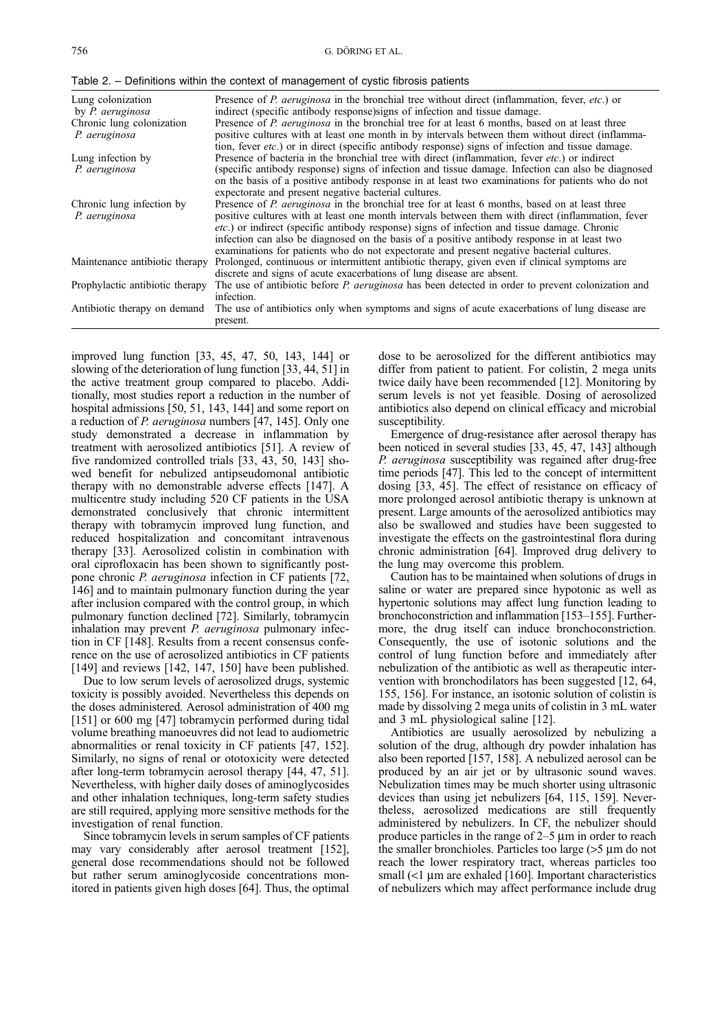Table 2. – Definitions within the context of management of cystic fibrosis patients

| | |
|---|---|
| Lung colonization by *P. aeruginosa* | Presence of *P. aeruginosa* in the bronchial tree without direct (inflammation, fever, *etc.*) or indirect (specific antibody response)signs of infection and tissue damage. |
| Chronic lung colonization *P. aeruginosa* | Presence of *P. aeruginosa* in the bronchial tree for at least 6 months, based on at least three positive cultures with at least one month in by intervals between them without direct (inflammation, fever *etc.*) or in direct (specific antibody response) signs of infection and tissue damage. |
| Lung infection by *P. aeruginosa* | Presence of bacteria in the bronchial tree with direct (inflammation, fever *etc.*) or indirect (specific antibody response) signs of infection and tissue damage. Infection can also be diagnosed on the basis of a positive antibody response in at least two examinations for patients who do not expectorate and present negative bacterial cultures. |
| Chronic lung infection by *P. aeruginosa* | Presence of *P. aeruginosa* in the bronchial tree for at least 6 months, based on at least three positive cultures with at least one month intervals between them with direct (inflammation, fever *etc.*) or indirect (specific antibody response) signs of infection and tissue damage. Chronic infection can also be diagnosed on the basis of a positive antibody response in at least two examinations for patients who do not expectorate and present negative bacterial cultures. |
| Maintenance antibiotic therapy | Prolonged, continuous or intermittent antibiotic therapy, given even if clinical symptoms are discrete and signs of acute exacerbations of lung disease are absent. |
| Prophylactic antibiotic therapy | The use of antibiotic before *P. aeruginosa* has been detected in order to prevent colonization and infection. |
| Antibiotic therapy on demand | The use of antibiotics only when symptoms and signs of acute exacerbations of lung disease are present. |

improved lung function [33, 45, 47, 50, 143, 144] or slowing of the deterioration of lung function [33, 44, 51] in the active treatment group compared to placebo. Additionally, most studies report a reduction in the number of hospital admissions [50, 51, 143, 144] and some report on a reduction of *P. aeruginosa* numbers [47, 145]. Only one study demonstrated a decrease in inflammation by treatment with aerosolized antibiotics [51]. A review of five randomized controlled trials [33, 43, 50, 143] showed benefit for nebulized antipseudomonal antibiotic therapy with no demonstrable adverse effects [147]. A multicentre study including 520 CF patients in the USA demonstrated conclusively that chronic intermittent therapy with tobramycin improved lung function, and reduced hospitalization and concomitant intravenous therapy [33]. Aerosolized colistin in combination with oral ciprofloxacin has been shown to significantly postpone chronic *P. aeruginosa* infection in CF patients [72, 146] and to maintain pulmonary function during the year after inclusion compared with the control group, in which pulmonary function declined [72]. Similarly, tobramycin inhalation may prevent *P. aeruginosa* pulmonary infection in CF [148]. Results from a recent consensus conference on the use of aerosolized antibiotics in CF patients [149] and reviews [142, 147, 150] have been published.

Due to low serum levels of aerosolized drugs, systemic toxicity is possibly avoided. Nevertheless this depends on the doses administered. Aerosol administration of 400 mg [151] or 600 mg [47] tobramycin performed during tidal volume breathing manoeuvres did not lead to audiometric abnormalities or renal toxicity in CF patients [47, 152]. Similarly, no signs of renal or ototoxicity were detected after long-term tobramycin aerosol therapy [44, 47, 51]. Nevertheless, with higher daily doses of aminoglycosides and other inhalation techniques, long-term safety studies are still required, applying more sensitive methods for the investigation of renal function.

Since tobramycin levels in serum samples of CF patients may vary considerably after aerosol treatment [152], general dose recommendations should not be followed but rather serum aminoglycoside concentrations monitored in patients given high doses [64]. Thus, the optimal dose to be aerosolized for the different antibiotics may differ from patient to patient. For colistin, 2 mega units twice daily have been recommended [12]. Monitoring by serum levels is not yet feasible. Dosing of aerosolized antibiotics also depend on clinical efficacy and microbial susceptibility.

Emergence of drug-resistance after aerosol therapy has been noticed in several studies [33, 45, 47, 143] although *P. aeruginosa* susceptibility was regained after drug-free time periods [47]. This led to the concept of intermittent dosing [33, 45]. The effect of resistance on efficacy of more prolonged aerosol antibiotic therapy is unknown at present. Large amounts of the aerosolized antibiotics may also be swallowed and studies have been suggested to investigate the effects on the gastrointestinal flora during chronic administration [64]. Improved drug delivery to the lung may overcome this problem.

Caution has to be maintained when solutions of drugs in saline or water are prepared since hypotonic as well as hypertonic solutions may affect lung function leading to bronchoconstriction and inflammation [153–155]. Furthermore, the drug itself can induce bronchoconstriction. Consequently, the use of isotonic solutions and the control of lung function before and immediately after nebulization of the antibiotic as well as therapeutic intervention with bronchodilators has been suggested [12, 64, 155, 156]. For instance, an isotonic solution of colistin is made by dissolving 2 mega units of colistin in 3 mL water and 3 mL physiological saline [12].

Antibiotics are usually aerosolized by nebulizing a solution of the drug, although dry powder inhalation has also been reported [157, 158]. A nebulized aerosol can be produced by an air jet or by ultrasonic sound waves. Nebulization times may be much shorter using ultrasonic devices than using jet nebulizers [64, 115, 159]. Nevertheless, aerosolized medications are still frequently administered by nebulizers. In CF, the nebulizer should produce particles in the range of 2–5 µm in order to reach the smaller bronchioles. Particles too large (>5 µm do not reach the lower respiratory tract, whereas particles too small (<1 µm are exhaled [160]. Important characteristics of nebulizers which may affect performance include drug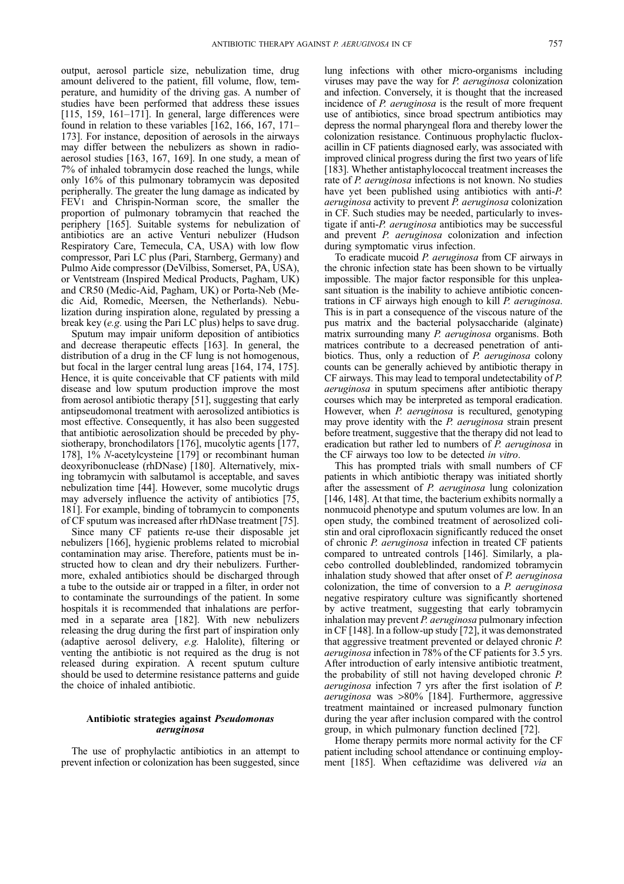output, aerosol particle size, nebulization time, drug amount delivered to the patient, fill volume, flow, temperature, and humidity of the driving gas. A number of studies have been performed that address these issues [115, 159, 161–171]. In general, large differences were found in relation to these variables [162, 166, 167, 171–173]. For instance, deposition of aerosols in the airways may differ between the nebulizers as shown in radioaerosol studies [163, 167, 169]. In one study, a mean of 7% of inhaled tobramycin dose reached the lungs, while only 16% of this pulmonary tobramycin was deposited peripherally. The greater the lung damage as indicated by $FEV_1$ and Chrispin-Norman score, the smaller the proportion of pulmonary tobramycin that reached the periphery [165]. Suitable systems for nebulization of antibiotics are an active Venturi nebulizer (Hudson Respiratory Care, Temecula, CA, USA) with low flow compressor, Pari LC plus (Pari, Starnberg, Germany) and Pulmo Aide compressor (DeVilbiss, Somerset, PA, USA), or Ventstream (Inspired Medical Products, Pagham, UK) and CR50 (Medic-Aid, Pagham, UK) or Porta-Neb (Medic Aid, Romedic, Meersen, the Netherlands). Nebulization during inspiration alone, regulated by pressing a break key (*e.g.* using the Pari LC plus) helps to save drug.

Sputum may impair uniform deposition of antibiotics and decrease therapeutic effects [163]. In general, the distribution of a drug in the CF lung is not homogenous, but focal in the larger central lung areas [164, 174, 175]. Hence, it is quite conceivable that CF patients with mild disease and low sputum production improve the most from aerosol antibiotic therapy [51], suggesting that early antipseudomonal treatment with aerosolized antibiotics is most effective. Consequently, it has also been suggested that antibiotic aerosolization should be preceded by physiotherapy, bronchodilators [176], mucolytic agents [177, 178], 1% *N*-acetylcysteine [179] or recombinant human deoxyribonuclease (rhDNase) [180]. Alternatively, mixing tobramycin with salbutamol is acceptable, and saves nebulization time [44]. However, some mucolytic drugs may adversely influence the activity of antibiotics [75, 181]. For example, binding of tobramycin to components of CF sputum was increased after rhDNase treatment [75].

Since many CF patients re-use their disposable jet nebulizers [166], hygienic problems related to microbial contamination may arise. Therefore, patients must be instructed how to clean and dry their nebulizers. Furthermore, exhaled antibiotics should be discharged through a tube to the outside air or trapped in a filter, in order not to contaminate the surroundings of the patient. In some hospitals it is recommended that inhalations are performed in a separate area [182]. With new nebulizers releasing the drug during the first part of inspiration only (adaptive aerosol delivery, *e.g.* Halolite), filtering or venting the antibiotic is not required as the drug is not released during expiration. A recent sputum culture should be used to determine resistance patterns and guide the choice of inhaled antibiotic.

## Antibiotic strategies against *Pseudomonas aeruginosa*

The use of prophylactic antibiotics in an attempt to prevent infection or colonization has been suggested, since lung infections with other micro-organisms including viruses may pave the way for *P. aeruginosa* colonization and infection. Conversely, it is thought that the increased incidence of *P. aeruginosa* is the result of more frequent use of antibiotics, since broad spectrum antibiotics may depress the normal pharyngeal flora and thereby lower the colonization resistance. Continuous prophylactic flucloxacillin in CF patients diagnosed early, was associated with improved clinical progress during the first two years of life [183]. Whether antistaphylococcal treatment increases the rate of *P. aeruginosa* infections is not known. No studies have yet been published using antibiotics with anti-*P. aeruginosa* activity to prevent *P. aeruginosa* colonization in CF. Such studies may be needed, particularly to investigate if anti-*P. aeruginosa* antibiotics may be successful and prevent *P. aeruginosa* colonization and infection during symptomatic virus infection.

To eradicate mucoid *P. aeruginosa* from CF airways in the chronic infection state has been shown to be virtually impossible. The major factor responsible for this unpleasant situation is the inability to achieve antibiotic concentrations in CF airways high enough to kill *P. aeruginosa*. This is in part a consequence of the viscous nature of the pus matrix and the bacterial polysaccharide (alginate) matrix surrounding many *P. aeruginosa* organisms. Both matrices contribute to a decreased penetration of antibiotics. Thus, only a reduction of *P. aeruginosa* colony counts can be generally achieved by antibiotic therapy in CF airways. This may lead to temporal undetectability of *P. aeruginosa* in sputum specimens after antibiotic therapy courses which may be interpreted as temporal eradication. However, when *P. aeruginosa* is recultured, genotyping may prove identity with the *P. aeruginosa* strain present before treatment, suggestive that the therapy did not lead to eradication but rather led to numbers of *P. aeruginosa* in the CF airways too low to be detected *in vitro*.

This has prompted trials with small numbers of CF patients in which antibiotic therapy was initiated shortly after the assessment of *P. aeruginosa* lung colonization [146, 148]. At that time, the bacterium exhibits normally a nonmucoid phenotype and sputum volumes are low. In an open study, the combined treatment of aerosolized colistin and oral ciprofloxacin significantly reduced the onset of chronic *P. aeruginosa* infection in treated CF patients compared to untreated controls [146]. Similarly, a placebo controlled doubleblinded, randomized tobramycin inhalation study showed that after onset of *P. aeruginosa* colonization, the time of conversion to a *P. aeruginosa* negative respiratory culture was significantly shortened by active treatment, suggesting that early tobramycin inhalation may prevent *P. aeruginosa* pulmonary infection in CF [148]. In a follow-up study [72], it was demonstrated that aggressive treatment prevented or delayed chronic *P. aeruginosa* infection in 78% of the CF patients for 3.5 yrs. After introduction of early intensive antibiotic treatment, the probability of still not having developed chronic *P. aeruginosa* infection 7 yrs after the first isolation of *P. aeruginosa* was >80% [184]. Furthermore, aggressive treatment maintained or increased pulmonary function during the year after inclusion compared with the control group, in which pulmonary function declined [72].

Home therapy permits more normal activity for the CF patient including school attendance or continuing employment [185]. When ceftazidime was delivered *via* an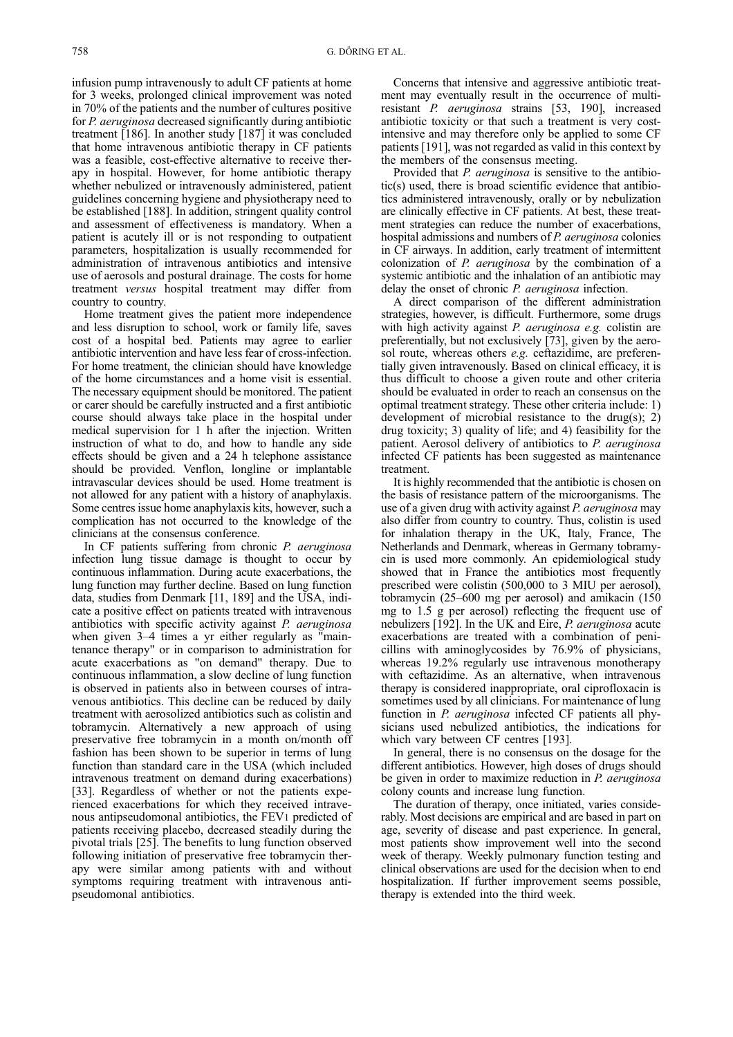infusion pump intravenously to adult CF patients at home for 3 weeks, prolonged clinical improvement was noted in 70% of the patients and the number of cultures positive for *P. aeruginosa* decreased significantly during antibiotic treatment [186]. In another study [187] it was concluded that home intravenous antibiotic therapy in CF patients was a feasible, cost-effective alternative to receive therapy in hospital. However, for home antibiotic therapy whether nebulized or intravenously administered, patient guidelines concerning hygiene and physiotherapy need to be established [188]. In addition, stringent quality control and assessment of effectiveness is mandatory. When a patient is acutely ill or is not responding to outpatient parameters, hospitalization is usually recommended for administration of intravenous antibiotics and intensive use of aerosols and postural drainage. The costs for home treatment *versus* hospital treatment may differ from country to country.

Home treatment gives the patient more independence and less disruption to school, work or family life, saves cost of a hospital bed. Patients may agree to earlier antibiotic intervention and have less fear of cross-infection. For home treatment, the clinician should have knowledge of the home circumstances and a home visit is essential. The necessary equipment should be monitored. The patient or carer should be carefully instructed and a first antibiotic course should always take place in the hospital under medical supervision for 1 h after the injection. Written instruction of what to do, and how to handle any side effects should be given and a 24 h telephone assistance should be provided. Venflon, longline or implantable intravascular devices should be used. Home treatment is not allowed for any patient with a history of anaphylaxis. Some centres issue home anaphylaxis kits, however, such a complication has not occurred to the knowledge of the clinicians at the consensus conference.

In CF patients suffering from chronic *P. aeruginosa* infection lung tissue damage is thought to occur by continuous inflammation. During acute exacerbations, the lung function may further decline. Based on lung function data, studies from Denmark [11, 189] and the USA, indicate a positive effect on patients treated with intravenous antibiotics with specific activity against *P. aeruginosa* when given 3–4 times a yr either regularly as "maintenance therapy" or in comparison to administration for acute exacerbations as "on demand" therapy. Due to continuous inflammation, a slow decline of lung function is observed in patients also in between courses of intravenous antibiotics. This decline can be reduced by daily treatment with aerosolized antibiotics such as colistin and tobramycin. Alternatively a new approach of using preservative free tobramycin in a month on/month off fashion has been shown to be superior in terms of lung function than standard care in the USA (which included intravenous treatment on demand during exacerbations) [33]. Regardless of whether or not the patients experienced exacerbations for which they received intravenous antipseudomonal antibiotics, the $FEV_1$ predicted of patients receiving placebo, decreased steadily during the pivotal trials [25]. The benefits to lung function observed following initiation of preservative free tobramycin therapy were similar among patients with and without symptoms requiring treatment with intravenous antipseudomonal antibiotics.

Concerns that intensive and aggressive antibiotic treatment may eventually result in the occurrence of multiresistant *P. aeruginosa* strains [53, 190], increased antibiotic toxicity or that such a treatment is very cost-intensive and may therefore only be applied to some CF patients [191], was not regarded as valid in this context by the members of the consensus meeting.

Provided that *P. aeruginosa* is sensitive to the antibiotic(s) used, there is broad scientific evidence that antibiotics administered intravenously, orally or by nebulization are clinically effective in CF patients. At best, these treatment strategies can reduce the number of exacerbations, hospital admissions and numbers of *P. aeruginosa* colonies in CF airways. In addition, early treatment of intermittent colonization of *P. aeruginosa* by the combination of a systemic antibiotic and the inhalation of an antibiotic may delay the onset of chronic *P. aeruginosa* infection.

A direct comparison of the different administration strategies, however, is difficult. Furthermore, some drugs with high activity against *P. aeruginosa e.g.* colistin are preferentially, but not exclusively [73], given by the aerosol route, whereas others *e.g.* ceftazidime, are preferentially given intravenously. Based on clinical efficacy, it is thus difficult to choose a given route and other criteria should be evaluated in order to reach an consensus on the optimal treatment strategy. These other criteria include: 1) development of microbial resistance to the drug(s); 2) drug toxicity; 3) quality of life; and 4) feasibility for the patient. Aerosol delivery of antibiotics to *P. aeruginosa* infected CF patients has been suggested as maintenance treatment.

It is highly recommended that the antibiotic is chosen on the basis of resistance pattern of the microorganisms. The use of a given drug with activity against *P. aeruginosa* may also differ from country to country. Thus, colistin is used for inhalation therapy in the UK, Italy, France, The Netherlands and Denmark, whereas in Germany tobramycin is used more commonly. An epidemiological study showed that in France the antibiotics most frequently prescribed were colistin (500,000 to 3 MIU per aerosol), tobramycin (25–600 mg per aerosol) and amikacin (150 mg to 1.5 g per aerosol) reflecting the frequent use of nebulizers [192]. In the UK and Eire, *P. aeruginosa* acute exacerbations are treated with a combination of penicillins with aminoglycosides by 76.9% of physicians, whereas 19.2% regularly use intravenous monotherapy with ceftazidime. As an alternative, when intravenous therapy is considered inappropriate, oral ciprofloxacin is sometimes used by all clinicians. For maintenance of lung function in *P. aeruginosa* infected CF patients all physicians used nebulized antibiotics, the indications for which vary between CF centres [193].

In general, there is no consensus on the dosage for the different antibiotics. However, high doses of drugs should be given in order to maximize reduction in *P. aeruginosa* colony counts and increase lung function.

The duration of therapy, once initiated, varies considerably. Most decisions are empirical and are based in part on age, severity of disease and past experience. In general, most patients show improvement well into the second week of therapy. Weekly pulmonary function testing and clinical observations are used for the decision when to end hospitalization. If further improvement seems possible, therapy is extended into the third week.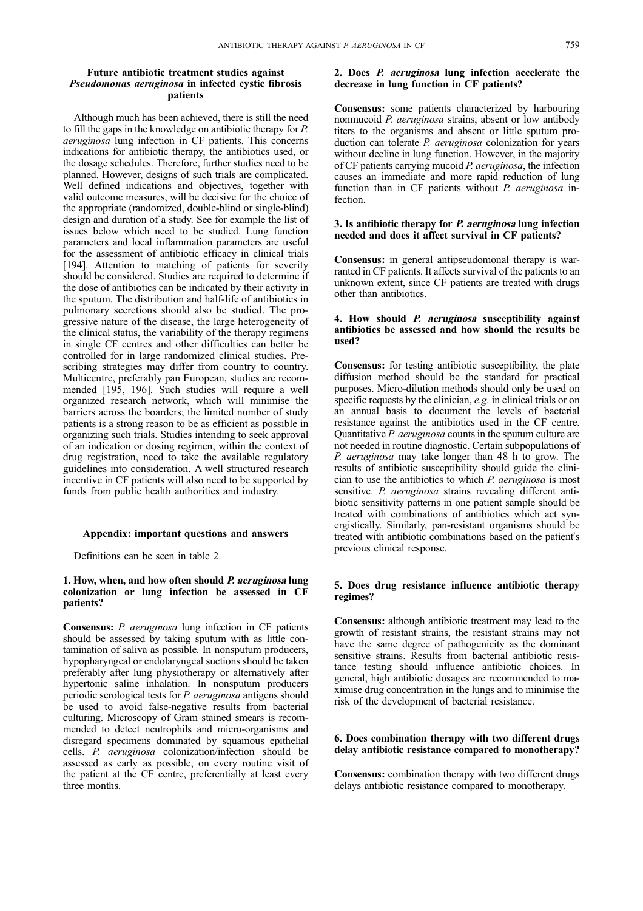### Future antibiotic treatment studies against *Pseudomonas aeruginosa* in infected cystic fibrosis patients

Although much has been achieved, there is still the need to fill the gaps in the knowledge on antibiotic therapy for *P. aeruginosa* lung infection in CF patients. This concerns indications for antibiotic therapy, the antibiotics used, or the dosage schedules. Therefore, further studies need to be planned. However, designs of such trials are complicated. Well defined indications and objectives, together with valid outcome measures, will be decisive for the choice of the appropriate (randomized, double-blind or single-blind) design and duration of a study. See for example the list of issues below which need to be studied. Lung function parameters and local inflammation parameters are useful for the assessment of antibiotic efficacy in clinical trials [194]. Attention to matching of patients for severity should be considered. Studies are required to determine if the dose of antibiotics can be indicated by their activity in the sputum. The distribution and half-life of antibiotics in pulmonary secretions should also be studied. The progressive nature of the disease, the large heterogeneity of the clinical status, the variability of the therapy regimens in single CF centres and other difficulties can better be controlled for in large randomized clinical studies. Prescribing strategies may differ from country to country. Multicentre, preferably pan European, studies are recommended [195, 196]. Such studies will require a well organized research network, which will minimise the barriers across the boarders; the limited number of study patients is a strong reason to be as efficient as possible in organizing such trials. Studies intending to seek approval of an indication or dosing regimen, within the context of drug registration, need to take the available regulatory guidelines into consideration. A well structured research incentive in CF patients will also need to be supported by funds from public health authorities and industry.

### Appendix: important questions and answers

Definitions can be seen in table 2.

#### 1. How, when, and how often should *P. aeruginosa* lung colonization or lung infection be assessed in CF patients?

**Consensus:** *P. aeruginosa* lung infection in CF patients should be assessed by taking sputum with as little contamination of saliva as possible. In nonsputum producers, hypopharyngeal or endolaryngeal suctions should be taken preferably after lung physiotherapy or alternatively after hypertonic saline inhalation. In nonsputum producers periodic serological tests for *P. aeruginosa* antigens should be used to avoid false-negative results from bacterial culturing. Microscopy of Gram stained smears is recommended to detect neutrophils and micro-organisms and disregard specimens dominated by squamous epithelial cells. *P. aeruginosa* colonization/infection should be assessed as early as possible, on every routine visit of the patient at the CF centre, preferentially at least every three months.

#### 2. Does *P. aeruginosa* lung infection accelerate the decrease in lung function in CF patients?

**Consensus:** some patients characterized by harbouring nonmucoid *P. aeruginosa* strains, absent or low antibody titers to the organisms and absent or little sputum production can tolerate *P. aeruginosa* colonization for years without decline in lung function. However, in the majority of CF patients carrying mucoid *P. aeruginosa*, the infection causes an immediate and more rapid reduction of lung function than in CF patients without *P. aeruginosa* infection.

#### 3. Is antibiotic therapy for *P. aeruginosa* lung infection needed and does it affect survival in CF patients?

**Consensus:** in general antipseudomonal therapy is warranted in CF patients. It affects survival of the patients to an unknown extent, since CF patients are treated with drugs other than antibiotics.

#### 4. How should *P. aeruginosa* susceptibility against antibiotics be assessed and how should the results be used?

**Consensus:** for testing antibiotic susceptibility, the plate diffusion method should be the standard for practical purposes. Micro-dilution methods should only be used on specific requests by the clinician, *e.g.* in clinical trials or on an annual basis to document the levels of bacterial resistance against the antibiotics used in the CF centre. Quantitative *P. aeruginosa* counts in the sputum culture are not needed in routine diagnostic. Certain subpopulations of *P. aeruginosa* may take longer than 48 h to grow. The results of antibiotic susceptibility should guide the clinician to use the antibiotics to which *P. aeruginosa* is most sensitive. *P. aeruginosa* strains revealing different antibiotic sensitivity patterns in one patient sample should be treated with combinations of antibiotics which act synergistically. Similarly, pan-resistant organisms should be treated with antibiotic combinations based on the patient's previous clinical response.

#### 5. Does drug resistance influence antibiotic therapy regimes?

**Consensus:** although antibiotic treatment may lead to the growth of resistant strains, the resistant strains may not have the same degree of pathogenicity as the dominant sensitive strains. Results from bacterial antibiotic resistance testing should influence antibiotic choices. In general, high antibiotic dosages are recommended to maximise drug concentration in the lungs and to minimise the risk of the development of bacterial resistance.

#### 6. Does combination therapy with two different drugs delay antibiotic resistance compared to monotherapy?

**Consensus:** combination therapy with two different drugs delays antibiotic resistance compared to monotherapy.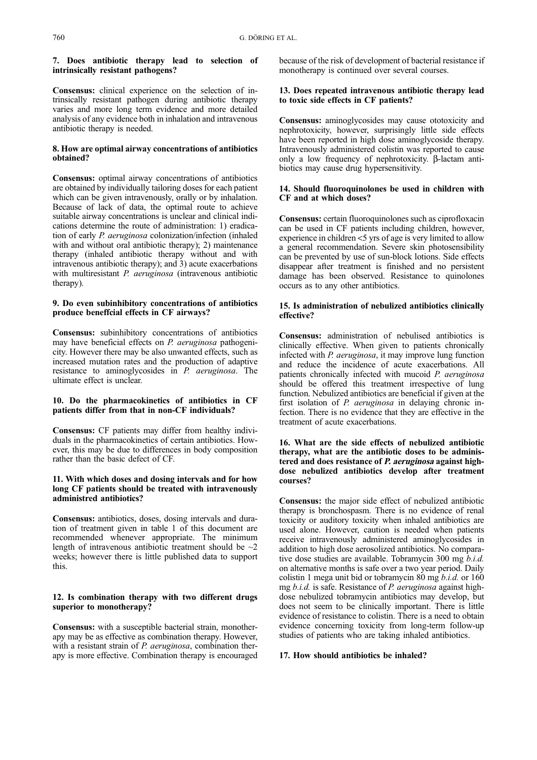### 7. Does antibiotic therapy lead to selection of intrinsically resistant pathogens?

**Consensus:** clinical experience on the selection of intrinsically resistant pathogen during antibiotic therapy varies and more long term evidence and more detailed analysis of any evidence both in inhalation and intravenous antibiotic therapy is needed.

### 8. How are optimal airway concentrations of antibiotics obtained?

**Consensus:** optimal airway concentrations of antibiotics are obtained by individually tailoring doses for each patient which can be given intravenously, orally or by inhalation. Because of lack of data, the optimal route to achieve suitable airway concentrations is unclear and clinical indications determine the route of administration: 1) eradication of early *P. aeruginosa* colonization/infection (inhaled with and without oral antibiotic therapy); 2) maintenance therapy (inhaled antibiotic therapy without and with intravenous antibiotic therapy); and 3) acute exacerbations with multiresistant *P. aeruginosa* (intravenous antibiotic therapy).

### 9. Do even subinhibitory concentrations of antibiotics produce beneffcial effects in CF airways?

**Consensus:** subinhibitory concentrations of antibiotics may have beneficial effects on *P. aeruginosa* pathogenicity. However there may be also unwanted effects, such as increased mutation rates and the production of adaptive resistance to aminoglycosides in *P. aeruginosa*. The ultimate effect is unclear.

### 10. Do the pharmacokinetics of antibiotics in CF patients differ from that in non-CF individuals?

**Consensus:** CF patients may differ from healthy individuals in the pharmacokinetics of certain antibiotics. However, this may be due to differences in body composition rather than the basic defect of CF.

### 11. With which doses and dosing intervals and for how long CF patients should be treated with intravenously administred antibiotics?

**Consensus:** antibiotics, doses, dosing intervals and duration of treatment given in table 1 of this document are recommended whenever appropriate. The minimum length of intravenous antibiotic treatment should be ~2 weeks; however there is little published data to support this.

### 12. Is combination therapy with two different drugs superior to monotherapy?

**Consensus:** with a susceptible bacterial strain, monotherapy may be as effective as combination therapy. However, with a resistant strain of *P. aeruginosa*, combination therapy is more effective. Combination therapy is encouraged because of the risk of development of bacterial resistance if monotherapy is continued over several courses.

### 13. Does repeated intravenous antibiotic therapy lead to toxic side effects in CF patients?

**Consensus:** aminoglycosides may cause ototoxicity and nephrotoxicity, however, surprisingly little side effects have been reported in high dose aminoglycoside therapy. Intravenously administered colistin was reported to cause only a low frequency of nephrotoxicity. β-lactam antibiotics may cause drug hypersensitivity.

### 14. Should fluoroquinolones be used in children with CF and at which doses?

**Consensus:** certain fluoroquinolones such as ciprofloxacin can be used in CF patients including children, however, experience in children <5 yrs of age is very limited to allow a general recommendation. Severe skin photosensibility can be prevented by use of sun-block lotions. Side effects disappear after treatment is finished and no persistent damage has been observed. Resistance to quinolones occurs as to any other antibiotics.

### 15. Is administration of nebulized antibiotics clinically effective?

**Consensus:** administration of nebulised antibiotics is clinically effective. When given to patients chronically infected with *P. aeruginosa*, it may improve lung function and reduce the incidence of acute exacerbations. All patients chronically infected with mucoid *P. aeruginosa* should be offered this treatment irrespective of lung function. Nebulized antibiotics are beneficial if given at the first isolation of *P. aeruginosa* in delaying chronic infection. There is no evidence that they are effective in the treatment of acute exacerbations.

### 16. What are the side effects of nebulized antibiotic therapy, what are the antibiotic doses to be administered and does resistance of *P. aeruginosa* against high-dose nebulized antibiotics develop after treatment courses?

**Consensus:** the major side effect of nebulized antibiotic therapy is bronchospasm. There is no evidence of renal toxicity or auditory toxicity when inhaled antibiotics are used alone. However, caution is needed when patients receive intravenously administered aminoglycosides in addition to high dose aerosolized antibiotics. No comparative dose studies are available. Tobramycin 300 mg *b.i.d.* on alternative months is safe over a two year period. Daily colistin 1 mega unit bid or tobramycin 80 mg *b.i.d.* or 160 mg *b.i.d.* is safe. Resistance of *P. aeruginosa* against high-dose nebulized tobramycin antibiotics may develop, but does not seem to be clinically important. There is little evidence of resistance to colistin. There is a need to obtain evidence concerning toxicity from long-term follow-up studies of patients who are taking inhaled antibiotics.

### 17. How should antibiotics be inhaled?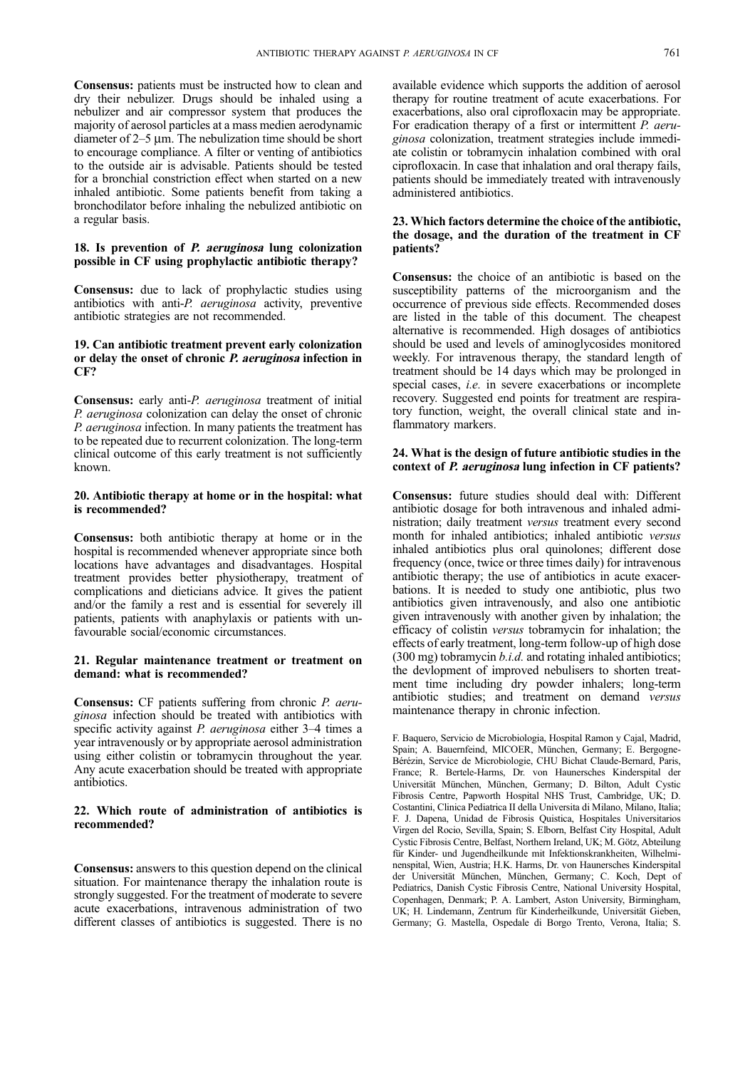**Consensus:** patients must be instructed how to clean and dry their nebulizer. Drugs should be inhaled using a nebulizer and air compressor system that produces the majority of aerosol particles at a mass medien aerodynamic diameter of 2–5 μm. The nebulization time should be short to encourage compliance. A filter or venting of antibiotics to the outside air is advisable. Patients should be tested for a bronchial constriction effect when started on a new inhaled antibiotic. Some patients benefit from taking a bronchodilator before inhaling the nebulized antibiotic on a regular basis.

### 18. Is prevention of *P. aeruginosa* lung colonization possible in CF using prophylactic antibiotic therapy?

**Consensus:** due to lack of prophylactic studies using antibiotics with anti-*P. aeruginosa* activity, preventive antibiotic strategies are not recommended.

### 19. Can antibiotic treatment prevent early colonization or delay the onset of chronic *P. aeruginosa* infection in CF?

**Consensus:** early anti-*P. aeruginosa* treatment of initial *P. aeruginosa* colonization can delay the onset of chronic *P. aeruginosa* infection. In many patients the treatment has to be repeated due to recurrent colonization. The long-term clinical outcome of this early treatment is not sufficiently known.

### 20. Antibiotic therapy at home or in the hospital: what is recommended?

**Consensus:** both antibiotic therapy at home or in the hospital is recommended whenever appropriate since both locations have advantages and disadvantages. Hospital treatment provides better physiotherapy, treatment of complications and dieticians advice. It gives the patient and/or the family a rest and is essential for severely ill patients, patients with anaphylaxis or patients with unfavourable social/economic circumstances.

### 21. Regular maintenance treatment or treatment on demand: what is recommended?

**Consensus:** CF patients suffering from chronic *P. aeruginosa* infection should be treated with antibiotics with specific activity against *P. aeruginosa* either 3–4 times a year intravenously or by appropriate aerosol administration using either colistin or tobramycin throughout the year. Any acute exacerbation should be treated with appropriate antibiotics.

### 22. Which route of administration of antibiotics is recommended?

**Consensus:** answers to this question depend on the clinical situation. For maintenance therapy the inhalation route is strongly suggested. For the treatment of moderate to severe acute exacerbations, intravenous administration of two different classes of antibiotics is suggested. There is no available evidence which supports the addition of aerosol therapy for routine treatment of acute exacerbations. For exacerbations, also oral ciprofloxacin may be appropriate. For eradication therapy of a first or intermittent *P. aeruginosa* colonization, treatment strategies include immediate colistin or tobramycin inhalation combined with oral ciprofloxacin. In case that inhalation and oral therapy fails, patients should be immediately treated with intravenously administered antibiotics.

### 23. Which factors determine the choice of the antibiotic, the dosage, and the duration of the treatment in CF patients?

**Consensus:** the choice of an antibiotic is based on the susceptibility patterns of the microorganism and the occurrence of previous side effects. Recommended doses are listed in the table of this document. The cheapest alternative is recommended. High dosages of antibiotics should be used and levels of aminoglycosides monitored weekly. For intravenous therapy, the standard length of treatment should be 14 days which may be prolonged in special cases, *i.e.* in severe exacerbations or incomplete recovery. Suggested end points for treatment are respiratory function, weight, the overall clinical state and inflammatory markers.

### 24. What is the design of future antibiotic studies in the context of *P. aeruginosa* lung infection in CF patients?

**Consensus:** future studies should deal with: Different antibiotic dosage for both intravenous and inhaled administration; daily treatment *versus* treatment every second month for inhaled antibiotics; inhaled antibiotic *versus* inhaled antibiotics plus oral quinolones; different dose frequency (once, twice or three times daily) for intravenous antibiotic therapy; the use of antibiotics in acute exacerbations. It is needed to study one antibiotic, plus two antibiotics given intravenously, and also one antibiotic given intravenously with another given by inhalation; the efficacy of colistin *versus* tobramycin for inhalation; the effects of early treatment, long-term follow-up of high dose (300 mg) tobramycin *b.i.d.* and rotating inhaled antibiotics; the devlopment of improved nebulisers to shorten treatment time including dry powder inhalers; long-term antibiotic studies; and treatment on demand *versus* maintenance therapy in chronic infection.

F. Baquero, Servicio de Microbiologia, Hospital Ramon y Cajal, Madrid, Spain; A. Bauernfeind, MICOER, München, Germany; E. Bergogne-Bérézin, Service de Microbiologie, CHU Bichat Claude-Bernard, Paris, France; R. Bertele-Harms, Dr. von Haunersches Kinderspital der Universität München, München, Germany; D. Bilton, Adult Cystic Fibrosis Centre, Papworth Hospital NHS Trust, Cambridge, UK; D. Costantini, Clinica Pediatrica II della Universita di Milano, Milano, Italia; F. J. Dapena, Unidad de Fibrosis Quistica, Hospitales Universitarios Virgen del Rocio, Sevilla, Spain; S. Elborn, Belfast City Hospital, Adult Cystic Fibrosis Centre, Belfast, Northern Ireland, UK; M. Götz, Abteilung für Kinder- und Jugendheilkunde mit Infektionskrankheiten, Wilhelminenspital, Wien, Austria; H.K. Harms, Dr. von Haunersches Kinderspital der Universität München, München, Germany; C. Koch, Dept of Pediatrics, Danish Cystic Fibrosis Centre, National University Hospital, Copenhagen, Denmark; P. A. Lambert, Aston University, Birmingham, UK; H. Lindemann, Zentrum für Kinderheilkunde, Universität Gieben, Germany; G. Mastella, Ospedale di Borgo Trento, Verona, Italia; S.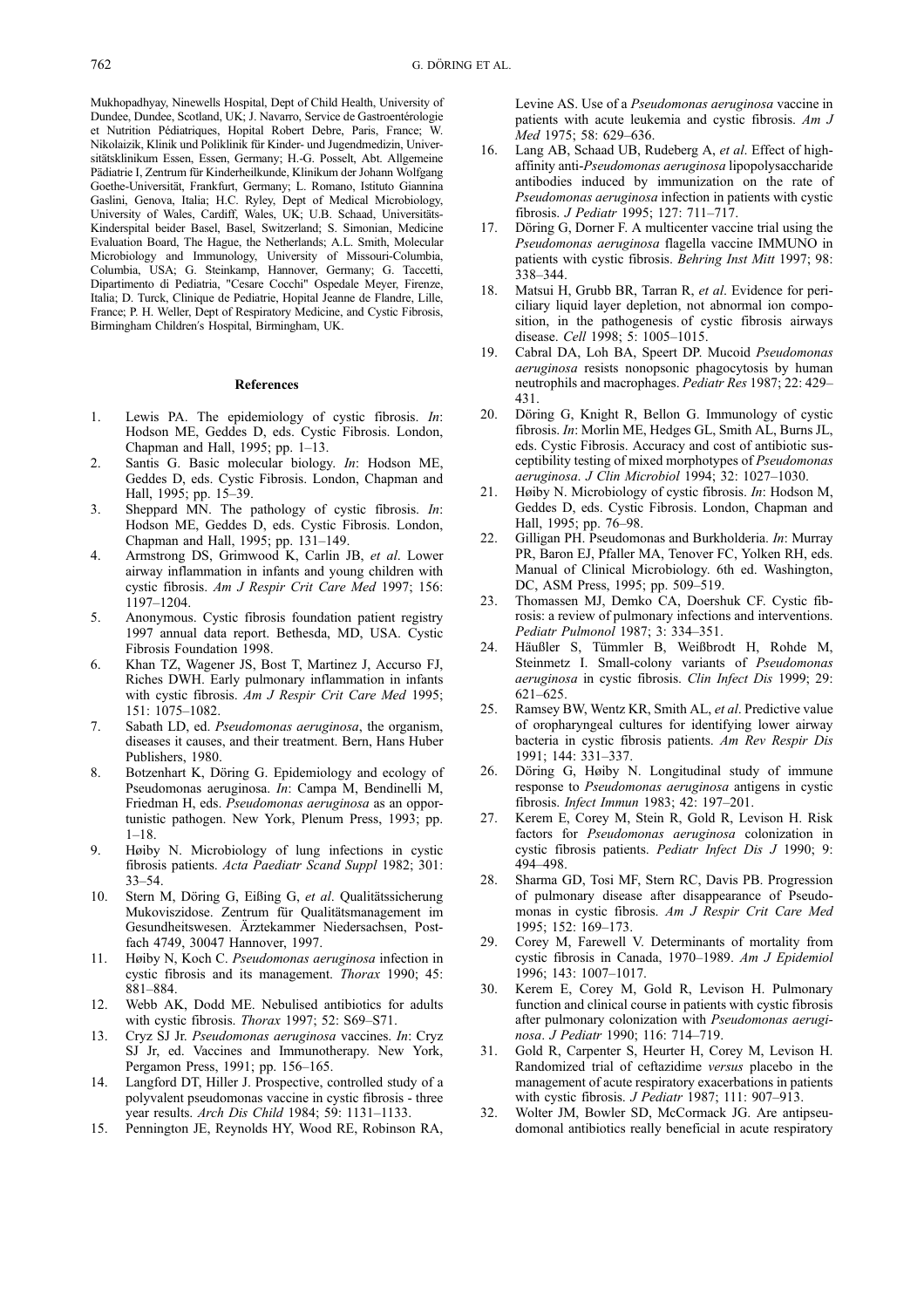Mukhopadhyay, Ninewells Hospital, Dept of Child Health, University of Dundee, Dundee, Scotland, UK; J. Navarro, Service de Gastroentérologie et Nutrition Pédiatriques, Hopital Robert Debre, Paris, France; W. Nikolaizik, Klinik und Poliklinik für Kinder- und Jugendmedizin, Universitätsklinikum Essen, Essen, Germany; H.-G. Posselt, Abt. Allgemeine Pädiatrie I, Zentrum für Kinderheilkunde, Klinikum der Johann Wolfgang Goethe-Universität, Frankfurt, Germany; L. Romano, Istituto Giannina Gaslini, Genova, Italia; H.C. Ryley, Dept of Medical Microbiology, University of Wales, Cardiff, Wales, UK; U.B. Schaad, Universitäts-Kinderspital beider Basel, Basel, Switzerland; S. Simonian, Medicine Evaluation Board, The Hague, the Netherlands; A.L. Smith, Molecular Microbiology and Immunology, University of Missouri-Columbia, Columbia, USA; G. Steinkamp, Hannover, Germany; G. Taccetti, Dipartimento di Pediatria, "Cesare Cocchi" Ospedale Meyer, Firenze, Italia; D. Turck, Clinique de Pediatrie, Hopital Jeanne de Flandre, Lille, France; P. H. Weller, Dept of Respiratory Medicine, and Cystic Fibrosis, Birmingham Children's Hospital, Birmingham, UK.

## References

1. Lewis PA. The epidemiology of cystic fibrosis. *In*: Hodson ME, Geddes D, eds. Cystic Fibrosis. London, Chapman and Hall, 1995; pp. 1–13.
2. Santis G. Basic molecular biology. *In*: Hodson ME, Geddes D, eds. Cystic Fibrosis. London, Chapman and Hall, 1995; pp. 15–39.
3. Sheppard MN. The pathology of cystic fibrosis. *In*: Hodson ME, Geddes D, eds. Cystic Fibrosis. London, Chapman and Hall, 1995; pp. 131–149.
4. Armstrong DS, Grimwood K, Carlin JB, *et al*. Lower airway inflammation in infants and young children with cystic fibrosis. *Am J Respir Crit Care Med* 1997; 156: 1197–1204.
5. Anonymous. Cystic fibrosis foundation patient registry 1997 annual data report. Bethesda, MD, USA. Cystic Fibrosis Foundation 1998.
6. Khan TZ, Wagener JS, Bost T, Martinez J, Accurso FJ, Riches DWH. Early pulmonary inflammation in infants with cystic fibrosis. *Am J Respir Crit Care Med* 1995; 151: 1075–1082.
7. Sabath LD, ed. *Pseudomonas aeruginosa*, the organism, diseases it causes, and their treatment. Bern, Hans Huber Publishers, 1980.
8. Botzenhart K, Döring G. Epidemiology and ecology of Pseudomonas aeruginosa. *In*: Campa M, Bendinelli M, Friedman H, eds. *Pseudomonas aeruginosa* as an opportunistic pathogen. New York, Plenum Press, 1993; pp. 1–18.
9. Høiby N. Microbiology of lung infections in cystic fibrosis patients. *Acta Paediatr Scand Suppl* 1982; 301: 33–54.
10. Stern M, Döring G, Eißing G, *et al*. Qualitätssicherung Mukoviszidose. Zentrum für Qualitätsmanagement im Gesundheitswesen. Ärztekammer Niedersachsen, Postfach 4749, 30047 Hannover, 1997.
11. Høiby N, Koch C. *Pseudomonas aeruginosa* infection in cystic fibrosis and its management. *Thorax* 1990; 45: 881–884.
12. Webb AK, Dodd ME. Nebulised antibiotics for adults with cystic fibrosis. *Thorax* 1997; 52: S69–S71.
13. Cryz SJ Jr. *Pseudomonas aeruginosa* vaccines. *In*: Cryz SJ Jr, ed. Vaccines and Immunotherapy. New York, Pergamon Press, 1991; pp. 156–165.
14. Langford DT, Hiller J. Prospective, controlled study of a polyvalent pseudomonas vaccine in cystic fibrosis - three year results. *Arch Dis Child* 1984; 59: 1131–1133.
15. Pennington JE, Reynolds HY, Wood RE, Robinson RA, Levine AS. Use of a *Pseudomonas aeruginosa* vaccine in patients with acute leukemia and cystic fibrosis. *Am J Med* 1975; 58: 629–636.
16. Lang AB, Schaad UB, Rudeberg A, *et al*. Effect of high-affinity anti-*Pseudomonas aeruginosa* lipopolysaccharide antibodies induced by immunization on the rate of *Pseudomonas aeruginosa* infection in patients with cystic fibrosis. *J Pediatr* 1995; 127: 711–717.
17. Döring G, Dorner F. A multicenter vaccine trial using the *Pseudomonas aeruginosa* flagella vaccine IMMUNO in patients with cystic fibrosis. *Behring Inst Mitt* 1997; 98: 338–344.
18. Matsui H, Grubb BR, Tarran R, *et al*. Evidence for periciliary liquid layer depletion, not abnormal ion composition, in the pathogenesis of cystic fibrosis airways disease. *Cell* 1998; 5: 1005–1015.
19. Cabral DA, Loh BA, Speert DP. Mucoid *Pseudomonas aeruginosa* resists nonopsonic phagocytosis by human neutrophils and macrophages. *Pediatr Res* 1987; 22: 429–431.
20. Döring G, Knight R, Bellon G. Immunology of cystic fibrosis. *In*: Morlin ME, Hedges GL, Smith AL, Burns JL, eds. Cystic Fibrosis. Accuracy and cost of antibiotic susceptibility testing of mixed morphotypes of *Pseudomonas aeruginosa*. *J Clin Microbiol* 1994; 32: 1027–1030.
21. Høiby N. Microbiology of cystic fibrosis. *In*: Hodson M, Geddes D, eds. Cystic Fibrosis. London, Chapman and Hall, 1995; pp. 76–98.
22. Gilligan PH. Pseudomonas and Burkholderia. *In*: Murray PR, Baron EJ, Pfaller MA, Tenover FC, Yolken RH, eds. Manual of Clinical Microbiology. 6th ed. Washington, DC, ASM Press, 1995; pp. 509–519.
23. Thomassen MJ, Demko CA, Doershuk CF. Cystic fibrosis: a review of pulmonary infections and interventions. *Pediatr Pulmonol* 1987; 3: 334–351.
24. Häußler S, Tümmler B, Weißbrodt H, Rohde M, Steinmetz I. Small-colony variants of *Pseudomonas aeruginosa* in cystic fibrosis. *Clin Infect Dis* 1999; 29: 621–625.
25. Ramsey BW, Wentz KR, Smith AL, *et al*. Predictive value of oropharyngeal cultures for identifying lower airway bacteria in cystic fibrosis patients. *Am Rev Respir Dis* 1991; 144: 331–337.
26. Döring G, Høiby N. Longitudinal study of immune response to *Pseudomonas aeruginosa* antigens in cystic fibrosis. *Infect Immun* 1983; 42: 197–201.
27. Kerem E, Corey M, Stein R, Gold R, Levison H. Risk factors for *Pseudomonas aeruginosa* colonization in cystic fibrosis patients. *Pediatr Infect Dis J* 1990; 9: 494–498.
28. Sharma GD, Tosi MF, Stern RC, Davis PB. Progression of pulmonary disease after disappearance of Pseudomonas in cystic fibrosis. *Am J Respir Crit Care Med* 1995; 152: 169–173.
29. Corey M, Farewell V. Determinants of mortality from cystic fibrosis in Canada, 1970–1989. *Am J Epidemiol* 1996; 143: 1007–1017.
30. Kerem E, Corey M, Gold R, Levison H. Pulmonary function and clinical course in patients with cystic fibrosis after pulmonary colonization with *Pseudomonas aeruginosa*. *J Pediatr* 1990; 116: 714–719.
31. Gold R, Carpenter S, Heurter H, Corey M, Levison H. Randomized trial of ceftazidime *versus* placebo in the management of acute respiratory exacerbations in patients with cystic fibrosis. *J Pediatr* 1987; 111: 907–913.
32. Wolter JM, Bowler SD, McCormack JG. Are antipseudomonal antibiotics really beneficial in acute respiratory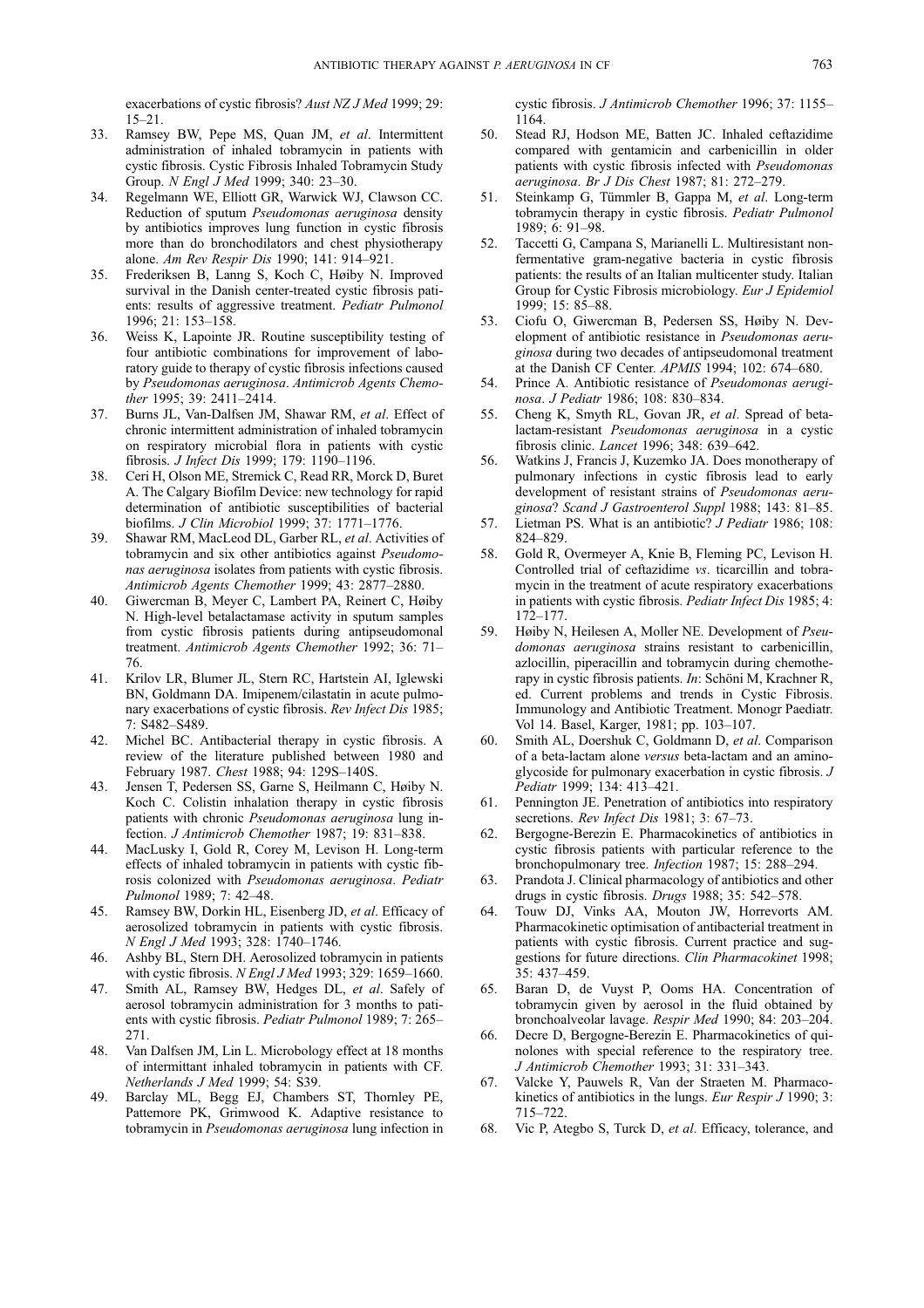exacerbations of cystic fibrosis? *Aust NZ J Med* 1999; 29: 15–21.

33. Ramsey BW, Pepe MS, Quan JM, *et al*. Intermittent administration of inhaled tobramycin in patients with cystic fibrosis. Cystic Fibrosis Inhaled Tobramycin Study Group. *N Engl J Med* 1999; 340: 23–30.
34. Regelmann WE, Elliott GR, Warwick WJ, Clawson CC. Reduction of sputum *Pseudomonas aeruginosa* density by antibiotics improves lung function in cystic fibrosis more than do bronchodilators and chest physiotherapy alone. *Am Rev Respir Dis* 1990; 141: 914–921.
35. Frederiksen B, Lanng S, Koch C, Høiby N. Improved survival in the Danish center-treated cystic fibrosis patients: results of aggressive treatment. *Pediatr Pulmonol* 1996; 21: 153–158.
36. Weiss K, Lapointe JR. Routine susceptibility testing of four antibiotic combinations for improvement of laboratory guide to therapy of cystic fibrosis infections caused by *Pseudomonas aeruginosa*. *Antimicrob Agents Chemother* 1995; 39: 2411–2414.
37. Burns JL, Van-Dalfsen JM, Shawar RM, *et al*. Effect of chronic intermittent administration of inhaled tobramycin on respiratory microbial flora in patients with cystic fibrosis. *J Infect Dis* 1999; 179: 1190–1196.
38. Ceri H, Olson ME, Stremick C, Read RR, Morck D, Buret A. The Calgary Biofilm Device: new technology for rapid determination of antibiotic susceptibilities of bacterial biofilms. *J Clin Microbiol* 1999; 37: 1771–1776.
39. Shawar RM, MacLeod DL, Garber RL, *et al*. Activities of tobramycin and six other antibiotics against *Pseudomonas aeruginosa* isolates from patients with cystic fibrosis. *Antimicrob Agents Chemother* 1999; 43: 2877–2880.
40. Giwercman B, Meyer C, Lambert PA, Reinert C, Høiby N. High-level betalactamase activity in sputum samples from cystic fibrosis patients during antipseudomonal treatment. *Antimicrob Agents Chemother* 1992; 36: 71–76.
41. Krilov LR, Blumer JL, Stern RC, Hartstein AI, Iglewski BN, Goldmann DA. Imipenem/cilastatin in acute pulmonary exacerbations of cystic fibrosis. *Rev Infect Dis* 1985; 7: S482–S489.
42. Michel BC. Antibacterial therapy in cystic fibrosis. A review of the literature published between 1980 and February 1987. *Chest* 1988; 94: 129S–140S.
43. Jensen T, Pedersen SS, Garne S, Heilmann C, Høiby N. Koch C. Colistin inhalation therapy in cystic fibrosis patients with chronic *Pseudomonas aeruginosa* lung infection. *J Antimicrob Chemother* 1987; 19: 831–838.
44. MacLusky I, Gold R, Corey M, Levison H. Long-term effects of inhaled tobramycin in patients with cystic fibrosis colonized with *Pseudomonas aeruginosa*. *Pediatr Pulmonol* 1989; 7: 42–48.
45. Ramsey BW, Dorkin HL, Eisenberg JD, *et al*. Efficacy of aerosolized tobramycin in patients with cystic fibrosis. *N Engl J Med* 1993; 328: 1740–1746.
46. Ashby BL, Stern DH. Aerosolized tobramycin in patients with cystic fibrosis. *N Engl J Med* 1993; 329: 1659–1660.
47. Smith AL, Ramsey BW, Hedges DL, *et al*. Safely of aerosol tobramycin administration for 3 months to patients with cystic fibrosis. *Pediatr Pulmonol* 1989; 7: 265–271.
48. Van Dalfsen JM, Lin L. Microbology effect at 18 months of intermittant inhaled tobramycin in patients with CF. *Netherlands J Med* 1999; 54: S39.
49. Barclay ML, Begg EJ, Chambers ST, Thornley PE, Pattemore PK, Grimwood K. Adaptive resistance to tobramycin in *Pseudomonas aeruginosa* lung infection in cystic fibrosis. *J Antimicrob Chemother* 1996; 37: 1155–1164.
50. Stead RJ, Hodson ME, Batten JC. Inhaled ceftazidime compared with gentamicin and carbenicillin in older patients with cystic fibrosis infected with *Pseudomonas aeruginosa*. *Br J Dis Chest* 1987; 81: 272–279.
51. Steinkamp G, Tümmler B, Gappa M, *et al*. Long-term tobramycin therapy in cystic fibrosis. *Pediatr Pulmonol* 1989; 6: 91–98.
52. Taccetti G, Campana S, Marianelli L. Multiresistant non-fermentative gram-negative bacteria in cystic fibrosis patients: the results of an Italian multicenter study. Italian Group for Cystic Fibrosis microbiology. *Eur J Epidemiol* 1999; 15: 85–88.
53. Ciofu O, Giwercman B, Pedersen SS, Høiby N. Development of antibiotic resistance in *Pseudomonas aeruginosa* during two decades of antipseudomonal treatment at the Danish CF Center. *APMIS* 1994; 102: 674–680.
54. Prince A. Antibiotic resistance of *Pseudomonas aeruginosa*. *J Pediatr* 1986; 108: 830–834.
55. Cheng K, Smyth RL, Govan JR, *et al*. Spread of beta-lactam-resistant *Pseudomonas aeruginosa* in a cystic fibrosis clinic. *Lancet* 1996; 348: 639–642.
56. Watkins J, Francis J, Kuzemko JA. Does monotherapy of pulmonary infections in cystic fibrosis lead to early development of resistant strains of *Pseudomonas aeruginosa*? *Scand J Gastroenterol Suppl* 1988; 143: 81–85.
57. Lietman PS. What is an antibiotic? *J Pediatr* 1986; 108: 824–829.
58. Gold R, Overmeyer A, Knie B, Fleming PC, Levison H. Controlled trial of ceftazidime *vs*. ticarcillin and tobramycin in the treatment of acute respiratory exacerbations in patients with cystic fibrosis. *Pediatr Infect Dis* 1985; 4: 172–177.
59. Høiby N, Heilesen A, Moller NE. Development of *Pseudomonas aeruginosa* strains resistant to carbenicillin, azlocillin, piperacillin and tobramycin during chemotherapy in cystic fibrosis patients. *In*: Schöni M, Krachner R, ed. Current problems and trends in Cystic Fibrosis. Immunology and Antibiotic Treatment. Monogr Paediatr. Vol 14. Basel, Karger, 1981; pp. 103–107.
60. Smith AL, Doershuk C, Goldmann D, *et al*. Comparison of a beta-lactam alone *versus* beta-lactam and an aminoglycoside for pulmonary exacerbation in cystic fibrosis. *J Pediatr* 1999; 134: 413–421.
61. Pennington JE. Penetration of antibiotics into respiratory secretions. *Rev Infect Dis* 1981; 3: 67–73.
62. Bergogne-Berezin E. Pharmacokinetics of antibiotics in cystic fibrosis patients with particular reference to the bronchopulmonary tree. *Infection* 1987; 15: 288–294.
63. Prandota J. Clinical pharmacology of antibiotics and other drugs in cystic fibrosis. *Drugs* 1988; 35: 542–578.
64. Touw DJ, Vinks AA, Mouton JW, Horrevorts AM. Pharmacokinetic optimisation of antibacterial treatment in patients with cystic fibrosis. Current practice and suggestions for future directions. *Clin Pharmacokinet* 1998; 35: 437–459.
65. Baran D, de Vuyst P, Ooms HA. Concentration of tobramycin given by aerosol in the fluid obtained by bronchoalveolar lavage. *Respir Med* 1990; 84: 203–204.
66. Decre D, Bergogne-Berezin E. Pharmacokinetics of quinolones with special reference to the respiratory tree. *J Antimicrob Chemother* 1993; 31: 331–343.
67. Valcke Y, Pauwels R, Van der Straeten M. Pharmacokinetics of antibiotics in the lungs. *Eur Respir J* 1990; 3: 715–722.
68. Vic P, Ategbo S, Turck D, *et al*. Efficacy, tolerance, and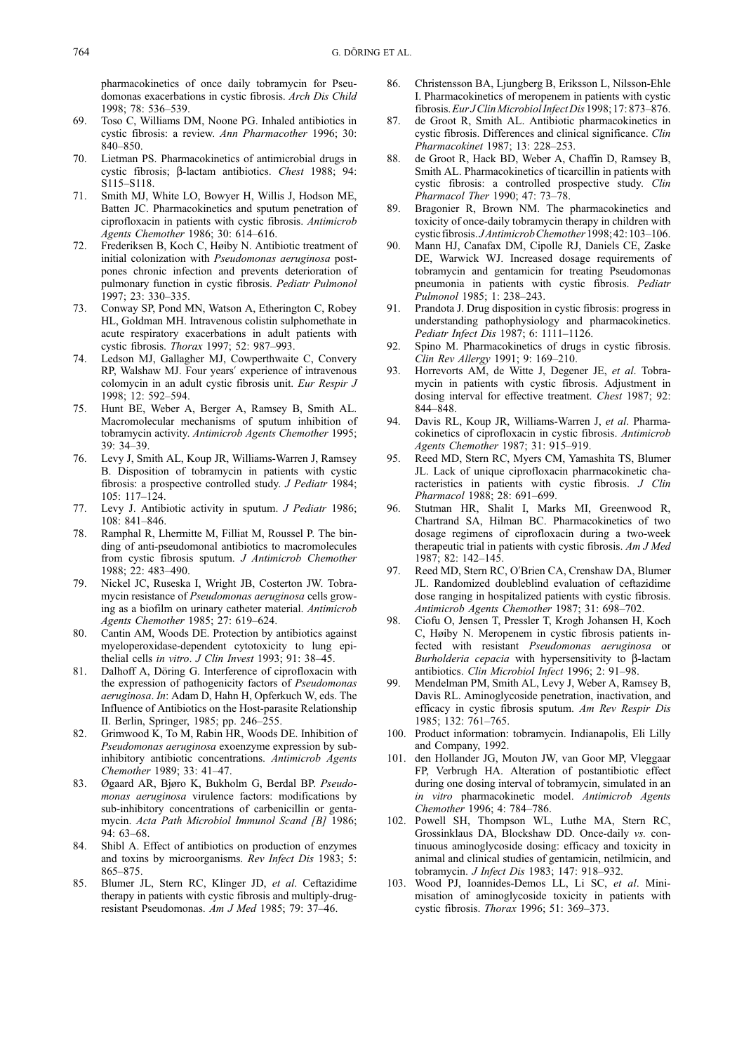pharmacokinetics of once daily tobramycin for Pseudomonas exacerbations in cystic fibrosis. *Arch Dis Child* 1998; 78: 536–539.

69. Toso C, Williams DM, Noone PG. Inhaled antibiotics in cystic fibrosis: a review. *Ann Pharmacother* 1996; 30: 840–850.
70. Lietman PS. Pharmacokinetics of antimicrobial drugs in cystic fibrosis; β-lactam antibiotics. *Chest* 1988; 94: S115–S118.
71. Smith MJ, White LO, Bowyer H, Willis J, Hodson ME, Batten JC. Pharmacokinetics and sputum penetration of ciprofloxacin in patients with cystic fibrosis. *Antimicrob Agents Chemother* 1986; 30: 614–616.
72. Frederiksen B, Koch C, Høiby N. Antibiotic treatment of initial colonization with *Pseudomonas aeruginosa* postpones chronic infection and prevents deterioration of pulmonary function in cystic fibrosis. *Pediatr Pulmonol* 1997; 23: 330–335.
73. Conway SP, Pond MN, Watson A, Etherington C, Robey HL, Goldman MH. Intravenous colistin sulphomethate in acute respiratory exacerbations in adult patients with cystic fibrosis. *Thorax* 1997; 52: 987–993.
74. Ledson MJ, Gallagher MJ, Cowperthwaite C, Convery RP, Walshaw MJ. Four years' experience of intravenous colomycin in an adult cystic fibrosis unit. *Eur Respir J* 1998; 12: 592–594.
75. Hunt BE, Weber A, Berger A, Ramsey B, Smith AL. Macromolecular mechanisms of sputum inhibition of tobramycin activity. *Antimicrob Agents Chemother* 1995; 39: 34–39.
76. Levy J, Smith AL, Koup JR, Williams-Warren J, Ramsey B. Disposition of tobramycin in patients with cystic fibrosis: a prospective controlled study. *J Pediatr* 1984; 105: 117–124.
77. Levy J. Antibiotic activity in sputum. *J Pediatr* 1986; 108: 841–846.
78. Ramphal R, Lhermitte M, Filliat M, Roussel P. The binding of anti-pseudomonal antibiotics to macromolecules from cystic fibrosis sputum. *J Antimicrob Chemother* 1988; 22: 483–490.
79. Nickel JC, Ruseska I, Wright JB, Costerton JW. Tobramycin resistance of *Pseudomonas aeruginosa* cells growing as a biofilm on urinary catheter material. *Antimicrob Agents Chemother* 1985; 27: 619–624.
80. Cantin AM, Woods DE. Protection by antibiotics against myeloperoxidase-dependent cytotoxicity to lung epithelial cells *in vitro*. *J Clin Invest* 1993; 91: 38–45.
81. Dalhoff A, Döring G. Interference of ciprofloxacin with the expression of pathogenicity factors of *Pseudomonas aeruginosa*. *In*: Adam D, Hahn H, Opferkuch W, eds. The Influence of Antibiotics on the Host-parasite Relationship II. Berlin, Springer, 1985; pp. 246–255.
82. Grimwood K, To M, Rabin HR, Woods DE. Inhibition of *Pseudomonas aeruginosa* exoenzyme expression by subinhibitory antibiotic concentrations. *Antimicrob Agents Chemother* 1989; 33: 41–47.
83. Øgaard AR, Bjøro K, Bukholm G, Berdal BP. *Pseudomonas aeruginosa* virulence factors: modifications by sub-inhibitory concentrations of carbenicillin or gentamycin. *Acta Path Microbiol Immunol Scand [B]* 1986; 94: 63–68.
84. Shibl A. Effect of antibiotics on production of enzymes and toxins by microorganisms. *Rev Infect Dis* 1983; 5: 865–875.
85. Blumer JL, Stern RC, Klinger JD, *et al*. Ceftazidime therapy in patients with cystic fibrosis and multiply-drug-resistant Pseudomonas. *Am J Med* 1985; 79: 37–46.
86. Christensson BA, Ljungberg B, Eriksson L, Nilsson-Ehle I. Pharmacokinetics of meropenem in patients with cystic fibrosis. *Eur J Clin Microbiol Infect Dis* 1998; 17: 873–876.
87. de Groot R, Smith AL. Antibiotic pharmacokinetics in cystic fibrosis. Differences and clinical significance. *Clin Pharmacokinet* 1987; 13: 228–253.
88. de Groot R, Hack BD, Weber A, Chaffin D, Ramsey B, Smith AL. Pharmacokinetics of ticarcillin in patients with cystic fibrosis: a controlled prospective study. *Clin Pharmacol Ther* 1990; 47: 73–78.
89. Bragonier R, Brown NM. The pharmacokinetics and toxicity of once-daily tobramycin therapy in children with cystic fibrosis. *J Antimicrob Chemother* 1998; 42: 103–106.
90. Mann HJ, Canafax DM, Cipolle RJ, Daniels CE, Zaske DE, Warwick WJ. Increased dosage requirements of tobramycin and gentamicin for treating Pseudomonas pneumonia in patients with cystic fibrosis. *Pediatr Pulmonol* 1985; 1: 238–243.
91. Prandota J. Drug disposition in cystic fibrosis: progress in understanding pathophysiology and pharmacokinetics. *Pediatr Infect Dis* 1987; 6: 1111–1126.
92. Spino M. Pharmacokinetics of drugs in cystic fibrosis. *Clin Rev Allergy* 1991; 9: 169–210.
93. Horrevorts AM, de Witte J, Degener JE, *et al*. Tobramycin in patients with cystic fibrosis. Adjustment in dosing interval for effective treatment. *Chest* 1987; 92: 844–848.
94. Davis RL, Koup JR, Williams-Warren J, *et al*. Pharmacokinetics of ciprofloxacin in cystic fibrosis. *Antimicrob Agents Chemother* 1987; 31: 915–919.
95. Reed MD, Stern RC, Myers CM, Yamashita TS, Blumer JL. Lack of unique ciprofloxacin pharmacokinetic characteristics in patients with cystic fibrosis. *J Clin Pharmacol* 1988; 28: 691–699.
96. Stutman HR, Shalit I, Marks MI, Greenwood R, Chartrand SA, Hilman BC. Pharmacokinetics of two dosage regimens of ciprofloxacin during a two-week therapeutic trial in patients with cystic fibrosis. *Am J Med* 1987; 82: 142–145.
97. Reed MD, Stern RC, O'Brien CA, Crenshaw DA, Blumer JL. Randomized doubleblind evaluation of ceftazidime dose ranging in hospitalized patients with cystic fibrosis. *Antimicrob Agents Chemother* 1987; 31: 698–702.
98. Ciofu O, Jensen T, Pressler T, Krogh Johansen H, Koch C, Høiby N. Meropenem in cystic fibrosis patients infected with resistant *Pseudomonas aeruginosa* or *Burholderia cepacia* with hypersensitivity to β-lactam antibiotics. *Clin Microbiol Infect* 1996; 2: 91–98.
99. Mendelman PM, Smith AL, Levy J, Weber A, Ramsey B, Davis RL. Aminoglycoside penetration, inactivation, and efficacy in cystic fibrosis sputum. *Am Rev Respir Dis* 1985; 132: 761–765.
100. Product information: tobramycin. Indianapolis, Eli Lilly and Company, 1992.
101. den Hollander JG, Mouton JW, van Goor MP, Vleggaar FP, Verbrugh HA. Alteration of postantibiotic effect during one dosing interval of tobramycin, simulated in an *in vitro* pharmacokinetic model. *Antimicrob Agents Chemother* 1996; 4: 784–786.
102. Powell SH, Thompson WL, Luthe MA, Stern RC, Grossinklaus DA, Blockshaw DD. Once-daily *vs.* continuous aminoglycoside dosing: efficacy and toxicity in animal and clinical studies of gentamicin, netilmicin, and tobramycin. *J Infect Dis* 1983; 147: 918–932.
103. Wood PJ, Ioannides-Demos LL, Li SC, *et al*. Minimisation of aminoglycoside toxicity in patients with cystic fibrosis. *Thorax* 1996; 51: 369–373.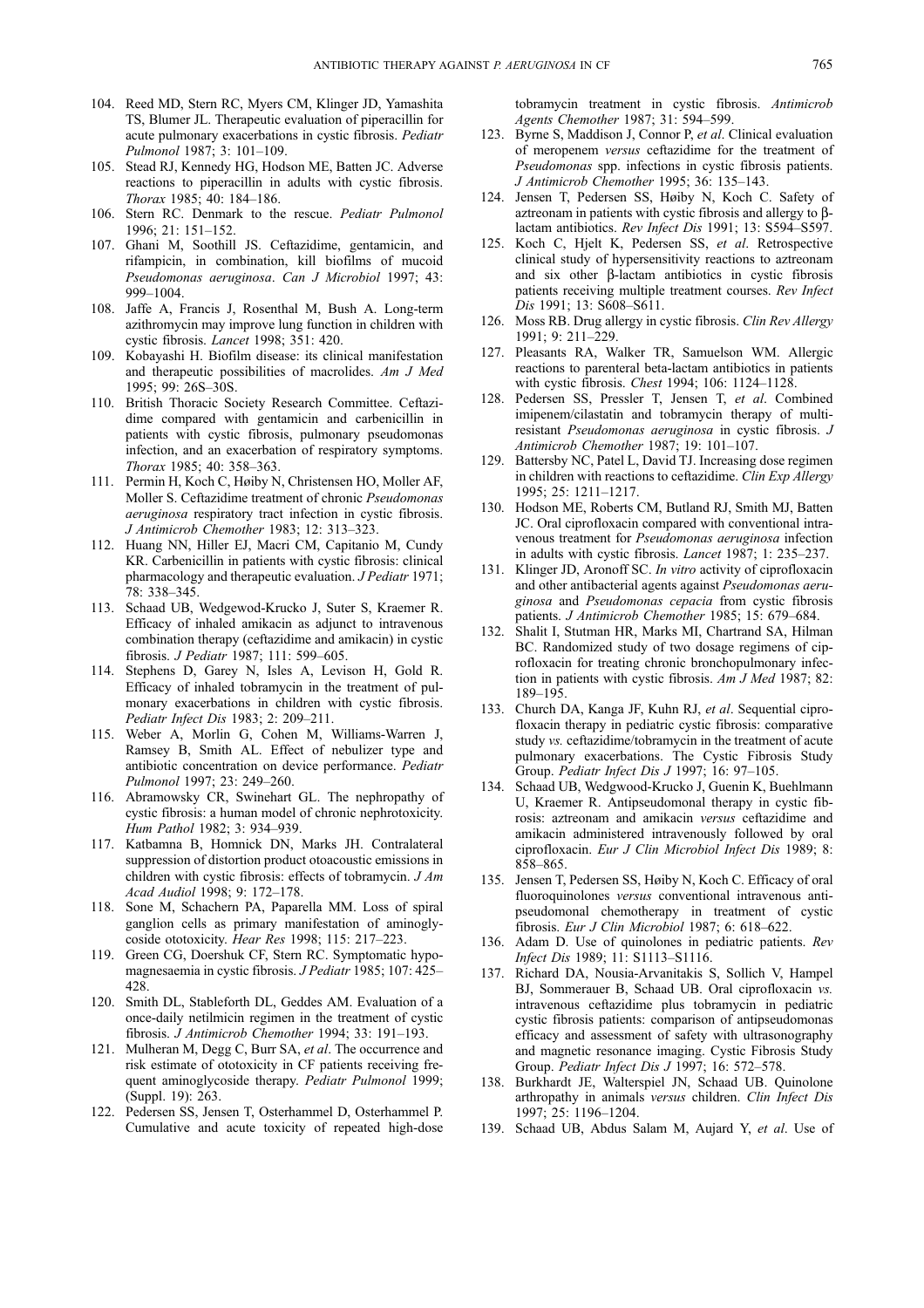104. Reed MD, Stern RC, Myers CM, Klinger JD, Yamashita TS, Blumer JL. Therapeutic evaluation of piperacillin for acute pulmonary exacerbations in cystic fibrosis. *Pediatr Pulmonol* 1987; 3: 101–109.
105. Stead RJ, Kennedy HG, Hodson ME, Batten JC. Adverse reactions to piperacillin in adults with cystic fibrosis. *Thorax* 1985; 40: 184–186.
106. Stern RC. Denmark to the rescue. *Pediatr Pulmonol* 1996; 21: 151–152.
107. Ghani M, Soothill JS. Ceftazidime, gentamicin, and rifampicin, in combination, kill biofilms of mucoid *Pseudomonas aeruginosa*. *Can J Microbiol* 1997; 43: 999–1004.
108. Jaffe A, Francis J, Rosenthal M, Bush A. Long-term azithromycin may improve lung function in children with cystic fibrosis. *Lancet* 1998; 351: 420.
109. Kobayashi H. Biofilm disease: its clinical manifestation and therapeutic possibilities of macrolides. *Am J Med* 1995; 99: 26S–30S.
110. British Thoracic Society Research Committee. Ceftazidime compared with gentamicin and carbenicillin in patients with cystic fibrosis, pulmonary pseudomonas infection, and an exacerbation of respiratory symptoms. *Thorax* 1985; 40: 358–363.
111. Permin H, Koch C, Høiby N, Christensen HO, Moller AF, Moller S. Ceftazidime treatment of chronic *Pseudomonas aeruginosa* respiratory tract infection in cystic fibrosis. *J Antimicrob Chemother* 1983; 12: 313–323.
112. Huang NN, Hiller EJ, Macri CM, Capitanio M, Cundy KR. Carbenicillin in patients with cystic fibrosis: clinical pharmacology and therapeutic evaluation. *J Pediatr* 1971; 78: 338–345.
113. Schaad UB, Wedgewod-Krucko J, Suter S, Kraemer R. Efficacy of inhaled amikacin as adjunct to intravenous combination therapy (ceftazidime and amikacin) in cystic fibrosis. *J Pediatr* 1987; 111: 599–605.
114. Stephens D, Garey N, Isles A, Levison H, Gold R. Efficacy of inhaled tobramycin in the treatment of pulmonary exacerbations in children with cystic fibrosis. *Pediatr Infect Dis* 1983; 2: 209–211.
115. Weber A, Morlin G, Cohen M, Williams-Warren J, Ramsey B, Smith AL. Effect of nebulizer type and antibiotic concentration on device performance. *Pediatr Pulmonol* 1997; 23: 249–260.
116. Abramowsky CR, Swinehart GL. The nephropathy of cystic fibrosis: a human model of chronic nephrotoxicity. *Hum Pathol* 1982; 3: 934–939.
117. Katbamna B, Homnick DN, Marks JH. Contralateral suppression of distortion product otoacoustic emissions in children with cystic fibrosis: effects of tobramycin. *J Am Acad Audiol* 1998; 9: 172–178.
118. Sone M, Schachern PA, Paparella MM. Loss of spiral ganglion cells as primary manifestation of aminoglycoside ototoxicity. *Hear Res* 1998; 115: 217–223.
119. Green CG, Doershuk CF, Stern RC. Symptomatic hypomagnesaemia in cystic fibrosis. *J Pediatr* 1985; 107: 425–428.
120. Smith DL, Stableforth DL, Geddes AM. Evaluation of a once-daily netilmicin regimen in the treatment of cystic fibrosis. *J Antimicrob Chemother* 1994; 33: 191–193.
121. Mulheran M, Degg C, Burr SA, *et al*. The occurrence and risk estimate of ototoxicity in CF patients receiving frequent aminoglycoside therapy. *Pediatr Pulmonol* 1999; (Suppl. 19): 263.
122. Pedersen SS, Jensen T, Osterhammel D, Osterhammel P. Cumulative and acute toxicity of repeated high-dose tobramycin treatment in cystic fibrosis. *Antimicrob Agents Chemother* 1987; 31: 594–599.
123. Byrne S, Maddison J, Connor P, *et al*. Clinical evaluation of meropenem *versus* ceftazidime for the treatment of *Pseudomonas* spp. infections in cystic fibrosis patients. *J Antimicrob Chemother* 1995; 36: 135–143.
124. Jensen T, Pedersen SS, Høiby N, Koch C. Safety of aztreonam in patients with cystic fibrosis and allergy to β-lactam antibiotics. *Rev Infect Dis* 1991; 13: S594–S597.
125. Koch C, Hjelt K, Pedersen SS, *et al*. Retrospective clinical study of hypersensitivity reactions to aztreonam and six other β-lactam antibiotics in cystic fibrosis patients receiving multiple treatment courses. *Rev Infect Dis* 1991; 13: S608–S611.
126. Moss RB. Drug allergy in cystic fibrosis. *Clin Rev Allergy* 1991; 9: 211–229.
127. Pleasants RA, Walker TR, Samuelson WM. Allergic reactions to parenteral beta-lactam antibiotics in patients with cystic fibrosis. *Chest* 1994; 106: 1124–1128.
128. Pedersen SS, Pressler T, Jensen T, *et al*. Combined imipenem/cilastatin and tobramycin therapy of multiresistant *Pseudomonas aeruginosa* in cystic fibrosis. *J Antimicrob Chemother* 1987; 19: 101–107.
129. Battersby NC, Patel L, David TJ. Increasing dose regimen in children with reactions to ceftazidime. *Clin Exp Allergy* 1995; 25: 1211–1217.
130. Hodson ME, Roberts CM, Butland RJ, Smith MJ, Batten JC. Oral ciprofloxacin compared with conventional intravenous treatment for *Pseudomonas aeruginosa* infection in adults with cystic fibrosis. *Lancet* 1987; 1: 235–237.
131. Klinger JD, Aronoff SC. *In vitro* activity of ciprofloxacin and other antibacterial agents against *Pseudomonas aeruginosa* and *Pseudomonas cepacia* from cystic fibrosis patients. *J Antimicrob Chemother* 1985; 15: 679–684.
132. Shalit I, Stutman HR, Marks MI, Chartrand SA, Hilman BC. Randomized study of two dosage regimens of ciprofloxacin for treating chronic bronchopulmonary infection in patients with cystic fibrosis. *Am J Med* 1987; 82: 189–195.
133. Church DA, Kanga JF, Kuhn RJ, *et al*. Sequential ciprofloxacin therapy in pediatric cystic fibrosis: comparative study *vs.* ceftazidime/tobramycin in the treatment of acute pulmonary exacerbations. The Cystic Fibrosis Study Group. *Pediatr Infect Dis J* 1997; 16: 97–105.
134. Schaad UB, Wedgwood-Krucko J, Guenin K, Buehlmann U, Kraemer R. Antipseudomonal therapy in cystic fibrosis: aztreonam and amikacin *versus* ceftazidime and amikacin administered intravenously followed by oral ciprofloxacin. *Eur J Clin Microbiol Infect Dis* 1989; 8: 858–865.
135. Jensen T, Pedersen SS, Høiby N, Koch C. Efficacy of oral fluoroquinolones *versus* conventional intravenous antipseudomonal chemotherapy in treatment of cystic fibrosis. *Eur J Clin Microbiol* 1987; 6: 618–622.
136. Adam D. Use of quinolones in pediatric patients. *Rev Infect Dis* 1989; 11: S1113–S1116.
137. Richard DA, Nousia-Arvanitakis S, Sollich V, Hampel BJ, Sommerauer B, Schaad UB. Oral ciprofloxacin *vs.* intravenous ceftazidime plus tobramycin in pediatric cystic fibrosis patients: comparison of antipseudomonas efficacy and assessment of safety with ultrasonography and magnetic resonance imaging. Cystic Fibrosis Study Group. *Pediatr Infect Dis J* 1997; 16: 572–578.
138. Burkhardt JE, Walterspiel JN, Schaad UB. Quinolone arthropathy in animals *versus* children. *Clin Infect Dis* 1997; 25: 1196–1204.
139. Schaad UB, Abdus Salam M, Aujard Y, *et al*. Use of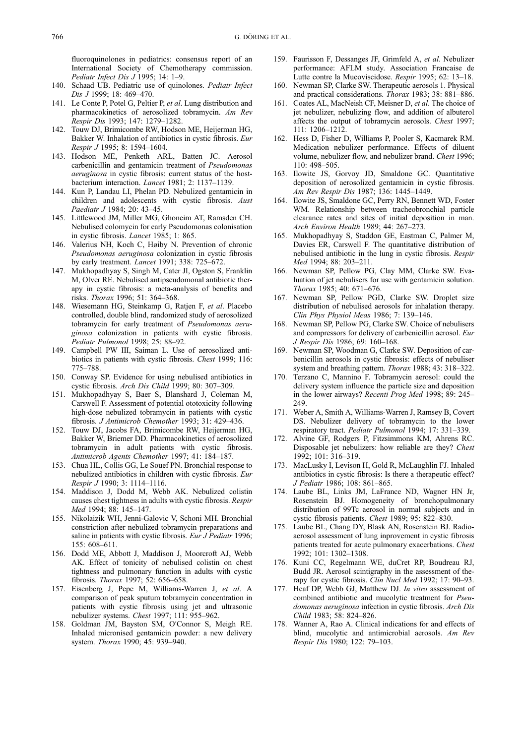fluoroquinolones in pediatrics: consensus report of an International Society of Chemotherapy commission. *Pediatr Infect Dis J* 1995; 14: 1–9.

140. Schaad UB. Pediatric use of quinolones. *Pediatr Infect Dis J* 1999; 18: 469–470.
141. Le Conte P, Potel G, Peltier P, *et al*. Lung distribution and pharmacokinetics of aerosolized tobramycin. *Am Rev Respir Dis* 1993; 147: 1279–1282.
142. Touw DJ, Brimicombe RW, Hodson ME, Heijerman HG, Bakker W. Inhalation of antibiotics in cystic fibrosis. *Eur Respir J* 1995; 8: 1594–1604.
143. Hodson ME, Penketh ARL, Batten JC. Aerosol carbenicillin and gentamicin treatment of *Pseudomonas aeruginosa* in cystic fibrosis: current status of the host-bacterium interaction. *Lancet* 1981; 2: 1137–1139.
144. Kun P, Landau LI, Phelan PD. Nebulized gentamicin in children and adolescents with cystic fibrosis. *Aust Paediatr J* 1984; 20: 43–45.
145. Littlewood JM, Miller MG, Ghoneim AT, Ramsden CH. Nebulised colomycin for early Pseudomonas colonisation in cystic fibrosis. *Lancet* 1985; 1: 865.
146. Valerius NH, Koch C, Høiby N. Prevention of chronic *Pseudomonas aeruginosa* colonization in cystic fibrosis by early treatment. *Lancet* 1991; 338: 725–672.
147. Mukhopadhyay S, Singh M, Cater JI, Ogston S, Franklin M, Olver RE. Nebulised antipseudomonal antibiotic therapy in cystic fibrosis: a meta-analysis of benefits and risks. *Thorax* 1996; 51: 364–368.
148. Wiesemann HG, Steinkamp G, Ratjen F, *et al*. Placebo controlled, double blind, randomized study of aerosolized tobramycin for early treatment of *Pseudomonas aeruginosa* colonization in patients with cystic fibrosis. *Pediatr Pulmonol* 1998; 25: 88–92.
149. Campbell PW III, Saiman L. Use of aerosolized antibiotics in patients with cystic fibrosis. *Chest* 1999; 116: 775–788.
150. Conway SP. Evidence for using nebulised antibiotics in cystic fibrosis. *Arch Dis Child* 1999; 80: 307–309.
151. Mukhopadhyay S, Baer S, Blanshard J, Coleman M, Carswell F. Assessment of potential ototoxicity following high-dose nebulized tobramycin in patients with cystic fibrosis. *J Antimicrob Chemother* 1993; 31: 429–436.
152. Touw DJ, Jacobs FA, Brimicombe RW, Heijerman HG, Bakker W, Briemer DD. Pharmacokinetics of aerosolized tobramycin in adult patients with cystic fibrosis. *Antimicrob Agents Chemother* 1997; 41: 184–187.
153. Chua HL, Collis GG, Le Souef PN. Bronchial response to nebulized antibiotics in children with cystic fibrosis. *Eur Respir J* 1990; 3: 1114–1116.
154. Maddison J, Dodd M, Webb AK. Nebulized colistin causes chest tightness in adults with cystic fibrosis. *Respir Med* 1994; 88: 145–147.
155. Nikolaizik WH, Jenni-Galovic V, Schoni MH. Bronchial constriction after nebulized tobramycin preparations and saline in patients with cystic fibrosis. *Eur J Pediatr* 1996; 155: 608–611.
156. Dodd ME, Abbott J, Maddison J, Moorcroft AJ, Webb AK. Effect of tonicity of nebulised colistin on chest tightness and pulmonary function in adults with cystic fibrosis. *Thorax* 1997; 52: 656–658.
157. Eisenberg J, Pepe M, Williams-Warren J, *et al*. A comparison of peak sputum tobramycin concentration in patients with cystic fibrosis using jet and ultrasonic nebulizer systems. *Chest* 1997; 111: 955–962.
158. Goldman JM, Bayston SM, O'Connor S, Meigh RE. Inhaled micronised gentamicin powder: a new delivery system. *Thorax* 1990; 45: 939–940.
159. Faurisson F, Dessanges JF, Grimfeld A, *et al*. Nebulizer performance: AFLM study. Association Francaise de Lutte contre la Mucoviscidose. *Respir* 1995; 62: 13–18.
160. Newman SP, Clarke SW. Therapeutic aerosols 1. Physical and practical considerations. *Thorax* 1983; 38: 881–886.
161. Coates AL, MacNeish CF, Meisner D, *et al*. The choice of jet nebulizer, nebulizing flow, and addition of albuterol affects the output of tobramycin aerosols. *Chest* 1997; 111: 1206–1212.
162. Hess D, Fisher D, Williams P, Pooler S, Kacmarek RM. Medication nebulizer performance. Effects of diluent volume, nebulizer flow, and nebulizer brand. *Chest* 1996; 110: 498–505.
163. Ilowite JS, Gorvoy JD, Smaldone GC. Quantitative deposition of aerosolized gentamicin in cystic fibrosis. *Am Rev Respir Dis* 1987; 136: 1445–1449.
164. Ilowite JS, Smaldone GC, Perry RN, Bennett WD, Foster WM. Relationship between tracheobronchial particle clearance rates and sites of initial deposition in man. *Arch Environ Health* 1989; 44: 267–273.
165. Mukhopadhyay S, Staddon GE, Eastman C, Palmer M, Davies ER, Carswell F. The quantitative distribution of nebulised antibiotic in the lung in cystic fibrosis. *Respir Med* 1994; 88: 203–211.
166. Newman SP, Pellow PG, Clay MM, Clarke SW. Evaluation of jet nebulisers for use with gentamicin solution. *Thorax* 1985; 40: 671–676.
167. Newman SP, Pellow PGD, Clarke SW. Droplet size distribution of nebulised aerosols for inhalation therapy. *Clin Phys Physiol Meas* 1986; 7: 139–146.
168. Newman SP, Pellow PG, Clarke SW. Choice of nebulisers and compressors for delivery of carbenicillin aerosol. *Eur J Respir Dis* 1986; 69: 160–168.
169. Newman SP, Woodman G, Clarke SW. Deposition of carbenicillin aerosols in cystic fibrosis: effects of nebuliser system and breathing pattern. *Thorax* 1988; 43: 318–322.
170. Terzano C, Mannino F. Tobramycin aerosol: could the delivery system influence the particle size and deposition in the lower airways? *Recenti Prog Med* 1998; 89: 245–249.
171. Weber A, Smith A, Williams-Warren J, Ramsey B, Covert DS. Nebulizer delivery of tobramycin to the lower respiratory tract. *Pediatr Pulmonol* 1994; 17: 331–339.
172. Alvine GF, Rodgers P, Fitzsimmons KM, Ahrens RC. Disposable jet nebulizers: how reliable are they? *Chest* 1992; 101: 316–319.
173. MacLusky I, Levison H, Gold R, McLaughlin FJ. Inhaled antibiotics in cystic fibrosis: Is there a therapeutic effect? *J Pediatr* 1986; 108: 861–865.
174. Laube BL, Links JM, LaFrance ND, Wagner HN Jr, Rosenstein BJ. Homogeneity of bronchopulmonary distribution of 99Tc aerosol in normal subjects and in cystic fibrosis patients. *Chest* 1989; 95: 822–830.
175. Laube BL, Chang DY, Blask AN, Rosenstein BJ. Radioaerosol assessment of lung inprovement in cystic fibrosis patients treated for acute pulmonary exacerbations. *Chest* 1992; 101: 1302–1308.
176. Kuni CC, Regelmann WE, duCret RP, Boudreau RJ, Budd JR. Aerosol scintigraphy in the assessment of therapy for cystic fibrosis. *Clin Nucl Med* 1992; 17: 90–93.
177. Heaf DP, Webb GJ, Matthew DJ. *In vitro* assessment of combined antibiotic and mucolytic treatment for *Pseudomonas aeruginosa* infection in cystic fibrosis. *Arch Dis Child* 1983; 58: 824–826.
178. Wanner A, Rao A. Clinical indications for and effects of blind, mucolytic and antimicrobial aerosols. *Am Rev Respir Dis* 1980; 122: 79–103.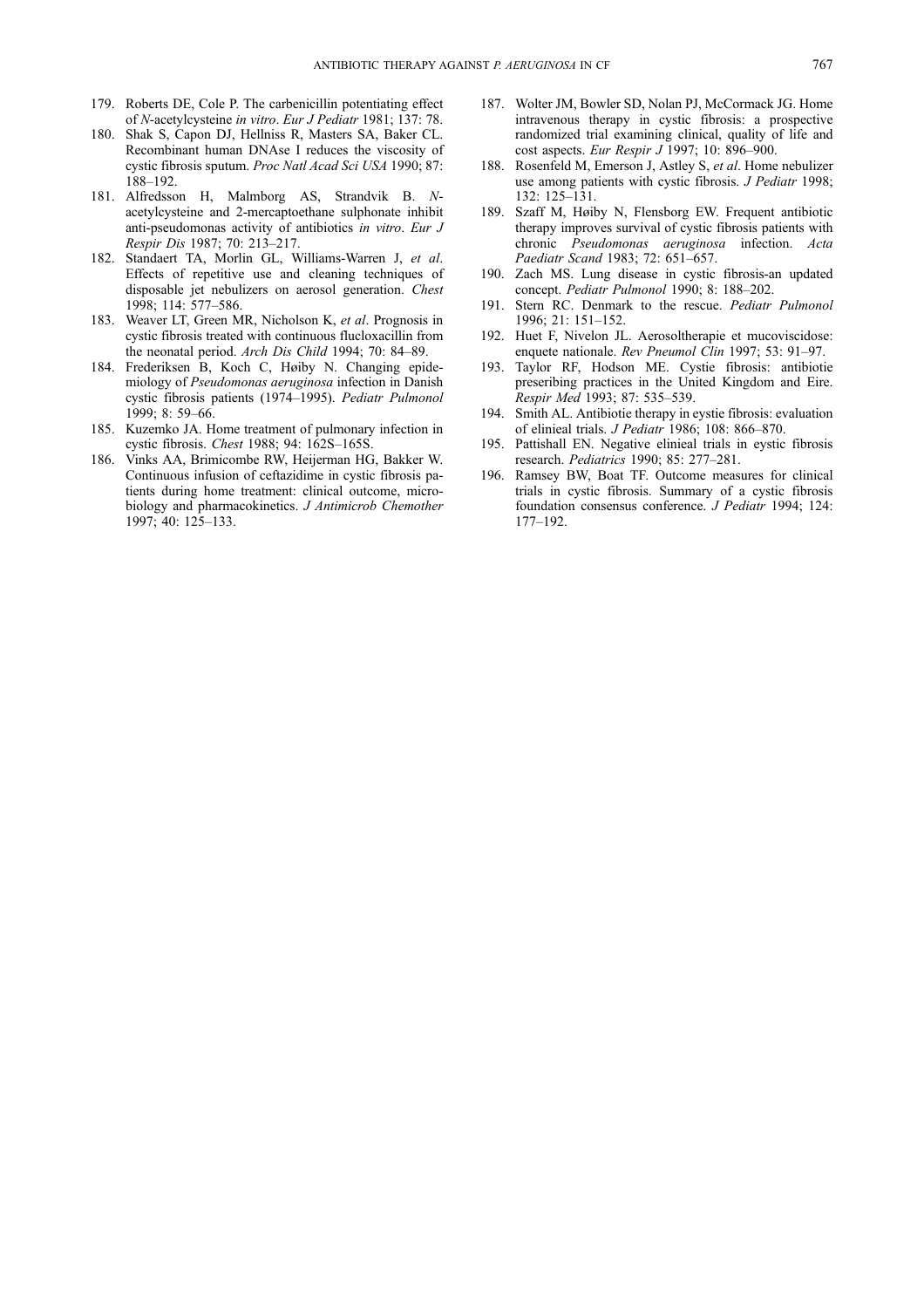179. Roberts DE, Cole P. The carbenicillin potentiating effect of *N*-acetylcysteine *in vitro*. *Eur J Pediatr* 1981; 137: 78.
180. Shak S, Capon DJ, Hellniss R, Masters SA, Baker CL. Recombinant human DNAse I reduces the viscosity of cystic fibrosis sputum. *Proc Natl Acad Sci USA* 1990; 87: 188–192.
181. Alfredsson H, Malmborg AS, Strandvik B. *N*-acetylcysteine and 2-mercaptoethane sulphonate inhibit anti-pseudomonas activity of antibiotics *in vitro*. *Eur J Respir Dis* 1987; 70: 213–217.
182. Standaert TA, Morlin GL, Williams-Warren J, *et al*. Effects of repetitive use and cleaning techniques of disposable jet nebulizers on aerosol generation. *Chest* 1998; 114: 577–586.
183. Weaver LT, Green MR, Nicholson K, *et al*. Prognosis in cystic fibrosis treated with continuous flucloxacillin from the neonatal period. *Arch Dis Child* 1994; 70: 84–89.
184. Frederiksen B, Koch C, Høiby N. Changing epidemiology of *Pseudomonas aeruginosa* infection in Danish cystic fibrosis patients (1974–1995). *Pediatr Pulmonol* 1999; 8: 59–66.
185. Kuzemko JA. Home treatment of pulmonary infection in cystic fibrosis. *Chest* 1988; 94: 162S–165S.
186. Vinks AA, Brimicombe RW, Heijerman HG, Bakker W. Continuous infusion of ceftazidime in cystic fibrosis patients during home treatment: clinical outcome, microbiology and pharmacokinetics. *J Antimicrob Chemother* 1997; 40: 125–133.
187. Wolter JM, Bowler SD, Nolan PJ, McCormack JG. Home intravenous therapy in cystic fibrosis: a prospective randomized trial examining clinical, quality of life and cost aspects. *Eur Respir J* 1997; 10: 896–900.
188. Rosenfeld M, Emerson J, Astley S, *et al*. Home nebulizer use among patients with cystic fibrosis. *J Pediatr* 1998; 132: 125–131.
189. Szaff M, Høiby N, Flensborg EW. Frequent antibiotic therapy improves survival of cystic fibrosis patients with chronic *Pseudomonas aeruginosa* infection. *Acta Paediatr Scand* 1983; 72: 651–657.
190. Zach MS. Lung disease in cystic fibrosis-an updated concept. *Pediatr Pulmonol* 1990; 8: 188–202.
191. Stern RC. Denmark to the rescue. *Pediatr Pulmonol* 1996; 21: 151–152.
192. Huet F, Nivelon JL. Aerosoltherapie et mucoviscidose: enquete nationale. *Rev Pneumol Clin* 1997; 53: 91–97.
193. Taylor RF, Hodson ME. Cystie fibrosis: antibiotie preseribing practices in the United Kingdom and Eire. *Respir Med* 1993; 87: 535–539.
194. Smith AL. Antibiotie therapy in eystie fibrosis: evaluation of elinieal trials. *J Pediatr* 1986; 108: 866–870.
195. Pattishall EN. Negative elinieal trials in eystic fibrosis research. *Pediatrics* 1990; 85: 277–281.
196. Ramsey BW, Boat TF. Outcome measures for clinical trials in cystic fibrosis. Summary of a cystic fibrosis foundation consensus conference. *J Pediatr* 1994; 124: 177–192.